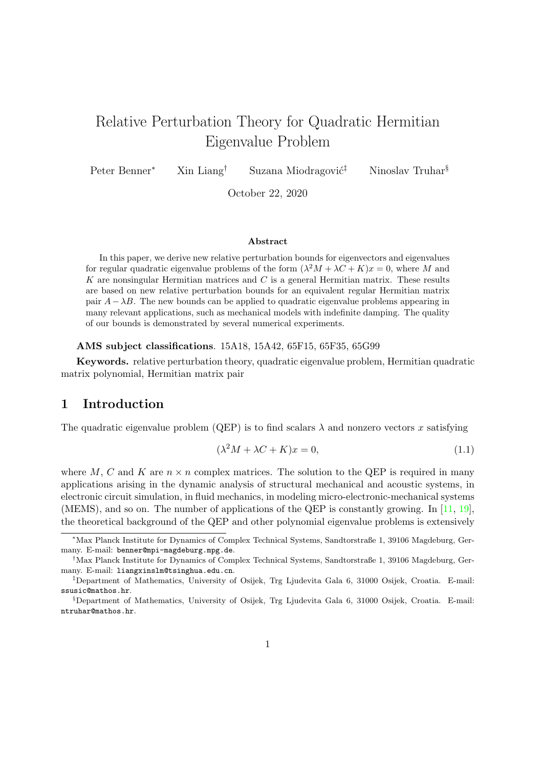# Relative Perturbation Theory for Quadratic Hermitian Eigenvalue Problem

Peter Benner[*] Xin Liang[†] Suzana Miodragović[‡] Ninoslav Truhar[§]

October 22, 2020

### Abstract

In this paper, we derive new relative perturbation bounds for eigenvectors and eigenvalues for regular quadratic eigenvalue problems of the form $(\lambda^2 M + \lambda C + K)x = 0$, where $M$ and $K$ are nonsingular Hermitian matrices and $C$ is a general Hermitian matrix. These results are based on new relative perturbation bounds for an equivalent regular Hermitian matrix pair $A - \lambda B$. The new bounds can be applied to quadratic eigenvalue problems appearing in many relevant applications, such as mechanical models with indefinite damping. The quality of our bounds is demonstrated by several numerical experiments.

**AMS subject classifications**. 15A18, 15A42, 65F15, 65F35, 65G99

**Keywords.** relative perturbation theory, quadratic eigenvalue problem, Hermitian quadratic matrix polynomial, Hermitian matrix pair

## 1 Introduction

The quadratic eigenvalue problem (QEP) is to find scalars $\lambda$ and nonzero vectors $x$ satisfying

$$(\lambda^2 M + \lambda C + K)x = 0, \tag{1.1}$$

where $M$, $C$ and $K$ are $n \times n$ complex matrices. The solution to the QEP is required in many applications arising in the dynamic analysis of structural mechanical and acoustic systems, in electronic circuit simulation, in fluid mechanics, in modeling micro-electronic-mechanical systems (MEMS), and so on. The number of applications of the QEP is constantly growing. In [11, 19], the theoretical background of the QEP and other polynomial eigenvalue problems is extensively

---

[*] Max Planck Institute for Dynamics of Complex Technical Systems, Sandtorstraße 1, 39106 Magdeburg, Germany. E-mail: benner@mpi-magdeburg.mpg.de.

[†] Max Planck Institute for Dynamics of Complex Technical Systems, Sandtorstraße 1, 39106 Magdeburg, Germany. E-mail: liangxinslm@tsinghua.edu.cn.

[‡] Department of Mathematics, University of Osijek, Trg Ljudevita Gala 6, 31000 Osijek, Croatia. E-mail: ssusic@mathos.hr.

[§] Department of Mathematics, University of Osijek, Trg Ljudevita Gala 6, 31000 Osijek, Croatia. E-mail: ntruhar@mathos.hr.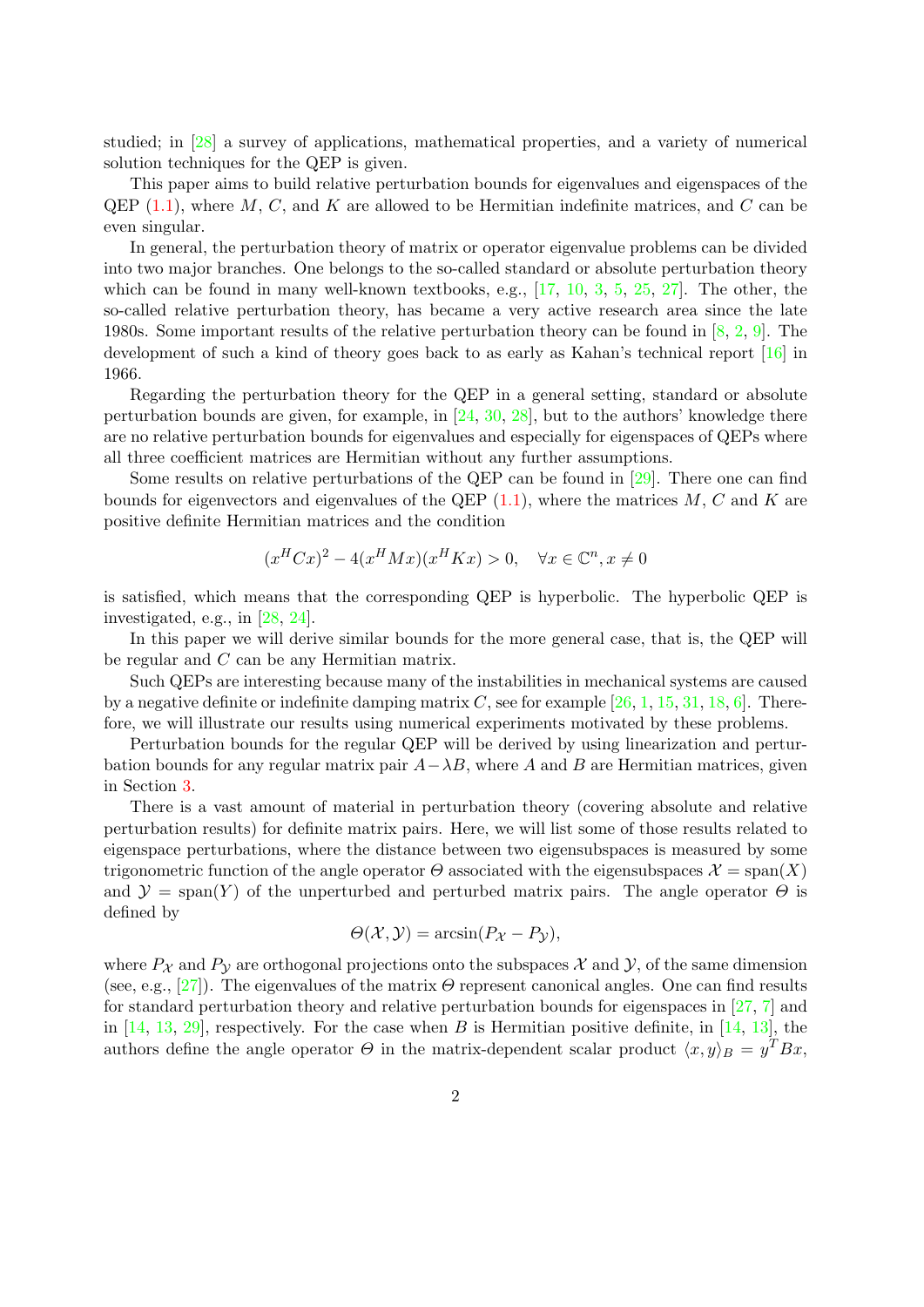studied; in [28] a survey of applications, mathematical properties, and a variety of numerical solution techniques for the QEP is given.

This paper aims to build relative perturbation bounds for eigenvalues and eigenspaces of the QEP (1.1), where $M$, $C$, and $K$ are allowed to be Hermitian indefinite matrices, and $C$ can be even singular.

In general, the perturbation theory of matrix or operator eigenvalue problems can be divided into two major branches. One belongs to the so-called standard or absolute perturbation theory which can be found in many well-known textbooks, e.g., [17, 10, 3, 5, 25, 27]. The other, the so-called relative perturbation theory, has became a very active research area since the late 1980s. Some important results of the relative perturbation theory can be found in [8, 2, 9]. The development of such a kind of theory goes back to as early as Kahan's technical report [16] in 1966.

Regarding the perturbation theory for the QEP in a general setting, standard or absolute perturbation bounds are given, for example, in [24, 30, 28], but to the authors' knowledge there are no relative perturbation bounds for eigenvalues and especially for eigenspaces of QEPs where all three coefficient matrices are Hermitian without any further assumptions.

Some results on relative perturbations of the QEP can be found in [29]. There one can find bounds for eigenvectors and eigenvalues of the QEP (1.1), where the matrices $M$, $C$ and $K$ are positive definite Hermitian matrices and the condition

$$(x^H Cx)^2 - 4(x^H Mx)(x^H Kx) > 0, \quad \forall x \in \mathbb{C}^n, x \neq 0$$

is satisfied, which means that the corresponding QEP is hyperbolic. The hyperbolic QEP is investigated, e.g., in [28, 24].

In this paper we will derive similar bounds for the more general case, that is, the QEP will be regular and $C$ can be any Hermitian matrix.

Such QEPs are interesting because many of the instabilities in mechanical systems are caused by a negative definite or indefinite damping matrix $C$, see for example [26, 1, 15, 31, 18, 6]. Therefore, we will illustrate our results using numerical experiments motivated by these problems.

Perturbation bounds for the regular QEP will be derived by using linearization and perturbation bounds for any regular matrix pair $A-\lambda B$, where $A$ and $B$ are Hermitian matrices, given in Section 3.

There is a vast amount of material in perturbation theory (covering absolute and relative perturbation results) for definite matrix pairs. Here, we will list some of those results related to eigenspace perturbations, where the distance between two eigensubspaces is measured by some trigonometric function of the angle operator $\Theta$ associated with the eigensubspaces $\mathcal{X} = \operatorname{span}(X)$ and $\mathcal{Y} = \operatorname{span}(Y)$ of the unperturbed and perturbed matrix pairs. The angle operator $\Theta$ is defined by

$$\Theta(\mathcal{X}, \mathcal{Y}) = \arcsin(P_{\mathcal{X}} - P_{\mathcal{Y}}),$$

where $P_{\mathcal{X}}$ and $P_{\mathcal{Y}}$ are orthogonal projections onto the subspaces $\mathcal{X}$ and $\mathcal{Y}$, of the same dimension (see, e.g., [27]). The eigenvalues of the matrix $\Theta$ represent canonical angles. One can find results for standard perturbation theory and relative perturbation bounds for eigenspaces in [27, 7] and in [14, 13, 29], respectively. For the case when $B$ is Hermitian positive definite, in [14, 13], the authors define the angle operator $\Theta$ in the matrix-dependent scalar product $\langle x, y\rangle_B = y^T Bx$,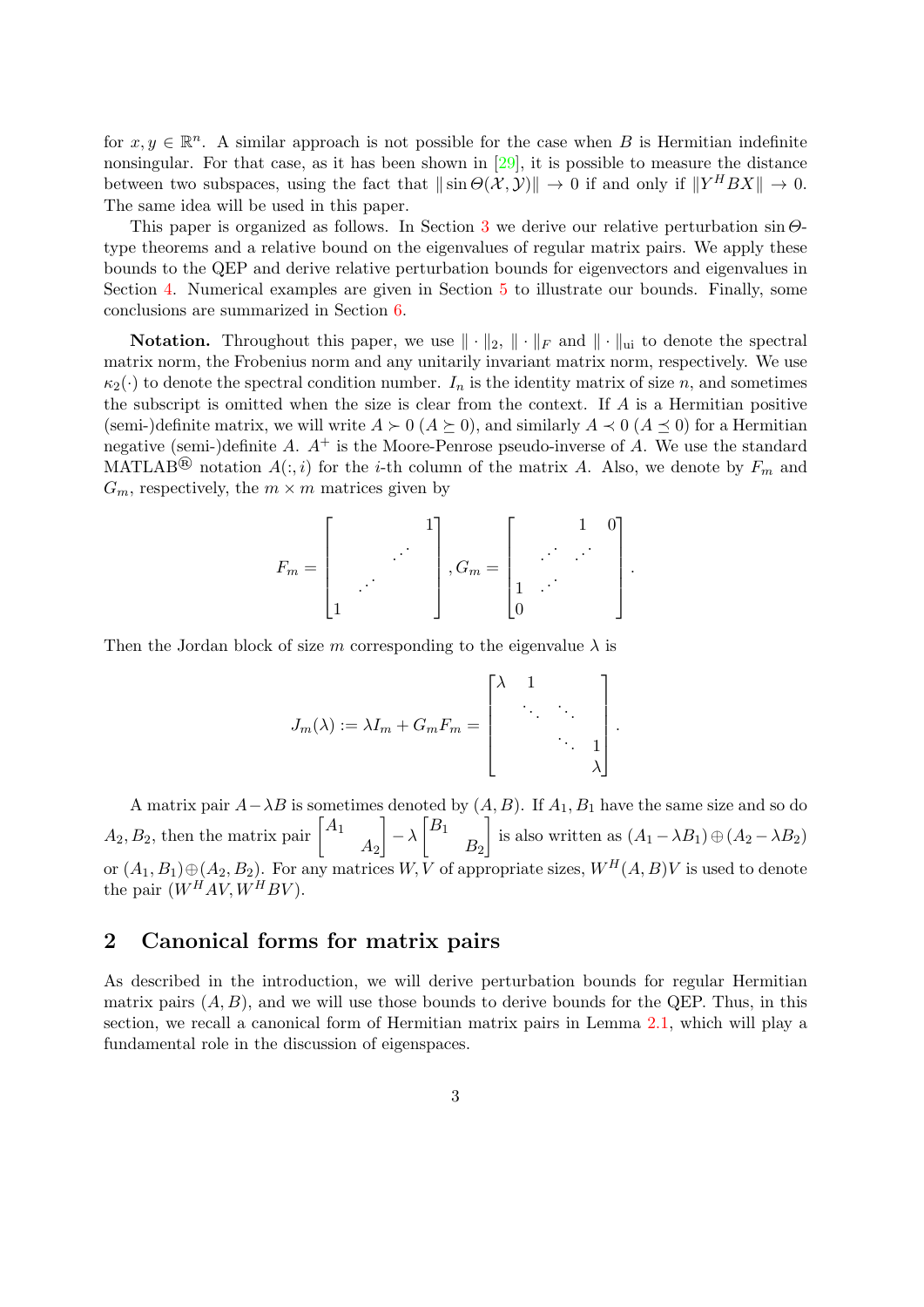for $x, y \in \mathbb{R}^n$. A similar approach is not possible for the case when $B$ is Hermitian indefinite nonsingular. For that case, as it has been shown in [29], it is possible to measure the distance between two subspaces, using the fact that $\|\sin\Theta(\mathcal{X},\mathcal{Y})\| \to 0$ if and only if $\|Y^H BX\| \to 0$. The same idea will be used in this paper.

This paper is organized as follows. In Section 3 we derive our relative perturbation $\sin\Theta$-type theorems and a relative bound on the eigenvalues of regular matrix pairs. We apply these bounds to the QEP and derive relative perturbation bounds for eigenvectors and eigenvalues in Section 4. Numerical examples are given in Section 5 to illustrate our bounds. Finally, some conclusions are summarized in Section 6.

**Notation.** Throughout this paper, we use $\|\cdot\|_2$, $\|\cdot\|_F$ and $\|\cdot\|_{\text{ui}}$ to denote the spectral matrix norm, the Frobenius norm and any unitarily invariant matrix norm, respectively. We use $\kappa_2(\cdot)$ to denote the spectral condition number. $I_n$ is the identity matrix of size $n$, and sometimes the subscript is omitted when the size is clear from the context. If $A$ is a Hermitian positive (semi-)definite matrix, we will write $A \succ 0$ ($A \succeq 0$), and similarly $A \prec 0$ ($A \preceq 0$) for a Hermitian negative (semi-)definite $A$. $A^+$ is the Moore-Penrose pseudo-inverse of $A$. We use the standard MATLAB® notation $A(:,i)$ for the $i$-th column of the matrix $A$. Also, we denote by $F_m$ and $G_m$, respectively, the $m \times m$ matrices given by

$$F_m = \begin{bmatrix} & & & 1 \\ & & \cdot^{\cdot^{\cdot}} & \\ & \cdot^{\cdot^{\cdot}} & & \\ 1 & & & \end{bmatrix}, G_m = \begin{bmatrix} & & 1 & 0 \\ & \cdot^{\cdot^{\cdot}} & \cdot^{\cdot^{\cdot}} & \\ 1 & \cdot^{\cdot^{\cdot}} & & \\ 0 & & & \end{bmatrix}.$$

Then the Jordan block of size $m$ corresponding to the eigenvalue $\lambda$ is

$$J_m(\lambda) := \lambda I_m + G_m F_m = \begin{bmatrix} \lambda & 1 & & \\ & \ddots & \ddots & \\ & & \ddots & 1 \\ & & & \lambda \end{bmatrix}.$$

A matrix pair $A - \lambda B$ is sometimes denoted by $(A, B)$. If $A_1, B_1$ have the same size and so do $A_2, B_2$, then the matrix pair $\begin{bmatrix} A_1 & \\ & A_2 \end{bmatrix} - \lambda \begin{bmatrix} B_1 & \\ & B_2 \end{bmatrix}$ is also written as $(A_1 - \lambda B_1) \oplus (A_2 - \lambda B_2)$ or $(A_1, B_1) \oplus (A_2, B_2)$. For any matrices $W, V$ of appropriate sizes, $W^H(A, B)V$ is used to denote the pair $(W^H AV, W^H BV)$.

## 2 Canonical forms for matrix pairs

As described in the introduction, we will derive perturbation bounds for regular Hermitian matrix pairs $(A, B)$, and we will use those bounds to derive bounds for the QEP. Thus, in this section, we recall a canonical form of Hermitian matrix pairs in Lemma 2.1, which will play a fundamental role in the discussion of eigenspaces.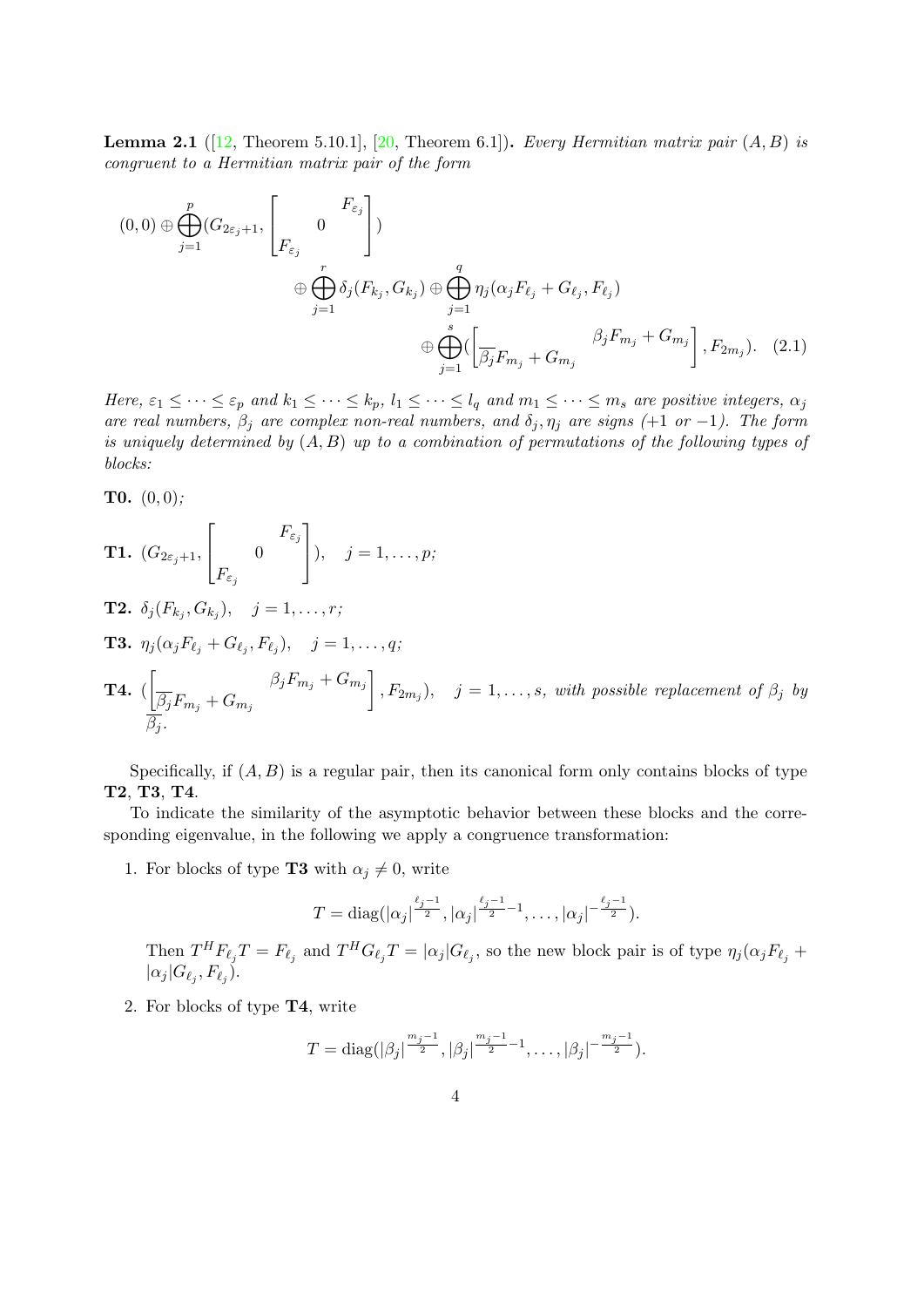**Lemma 2.1** ([12, Theorem 5.10.1], [20, Theorem 6.1])**.** *Every Hermitian matrix pair $(A, B)$ is congruent to a Hermitian matrix pair of the form*

$$
\begin{aligned}
(0,0) \oplus \bigoplus_{j=1}^{p} (G_{2\varepsilon_j+1}, \begin{bmatrix} & 0 & F_{\varepsilon_j} \\ F_{\varepsilon_j} & & \end{bmatrix}) \\
\oplus \bigoplus_{j=1}^{r} \delta_j (F_{k_j}, G_{k_j}) \oplus \bigoplus_{j=1}^{q} \eta_j (\alpha_j F_{\ell_j} + G_{\ell_j}, F_{\ell_j}) \\
\oplus \bigoplus_{j=1}^{s} ( \begin{bmatrix} & \beta_j F_{m_j} + G_{m_j} \\ \overline{\beta_j} F_{m_j} + G_{m_j} & \end{bmatrix}, F_{2m_j}).
\end{aligned} \tag{2.1}
$$

*Here, $\varepsilon_1 \leq \cdots \leq \varepsilon_p$ and $k_1 \leq \cdots \leq k_p$, $l_1 \leq \cdots \leq l_q$ and $m_1 \leq \cdots \leq m_s$ are positive integers, $\alpha_j$ are real numbers, $\beta_j$ are complex non-real numbers, and $\delta_j, \eta_j$ are signs (+1 or −1). The form is uniquely determined by $(A, B)$ up to a combination of permutations of the following types of blocks:*

**T0.** $(0, 0)$*;*

**T1.** $(G_{2\varepsilon_j+1}, \begin{bmatrix} & 0 & F_{\varepsilon_j} \\ F_{\varepsilon_j} & & \end{bmatrix})$*,* $\quad j = 1, \dots, p$*;*

**T2.** $\delta_j (F_{k_j}, G_{k_j})$*,* $\quad j = 1, \dots, r$*;*

**T3.** $\eta_j (\alpha_j F_{\ell_j} + G_{\ell_j}, F_{\ell_j})$*,* $\quad j = 1, \dots, q$*;*

**T4.** $( \begin{bmatrix} & \beta_j F_{m_j} + G_{m_j} \\ \overline{\beta_j} F_{m_j} + G_{m_j} & \end{bmatrix}, F_{2m_j})$*,* $\quad j = 1, \dots, s$*, with possible replacement of $\beta_j$ by $\overline{\beta_j}$.*

Specifically, if $(A, B)$ is a regular pair, then its canonical form only contains blocks of type **T2**, **T3**, **T4**.

To indicate the similarity of the asymptotic behavior between these blocks and the corresponding eigenvalue, in the following we apply a congruence transformation:

1. For blocks of type **T3** with $\alpha_j \neq 0$, write

$$
T = \operatorname{diag}(|\alpha_j|^{\frac{\ell_j - 1}{2}}, |\alpha_j|^{\frac{\ell_j - 1}{2} - 1}, \dots, |\alpha_j|^{-\frac{\ell_j - 1}{2}}).
$$

   Then $T^H F_{\ell_j} T = F_{\ell_j}$ and $T^H G_{\ell_j} T = |\alpha_j| G_{\ell_j}$, so the new block pair is of type $\eta_j (\alpha_j F_{\ell_j} + |\alpha_j| G_{\ell_j}, F_{\ell_j})$.

2. For blocks of type **T4**, write

$$
T = \operatorname{diag}(|\beta_j|^{\frac{m_j - 1}{2}}, |\beta_j|^{\frac{m_j - 1}{2} - 1}, \dots, |\beta_j|^{-\frac{m_j - 1}{2}}).
$$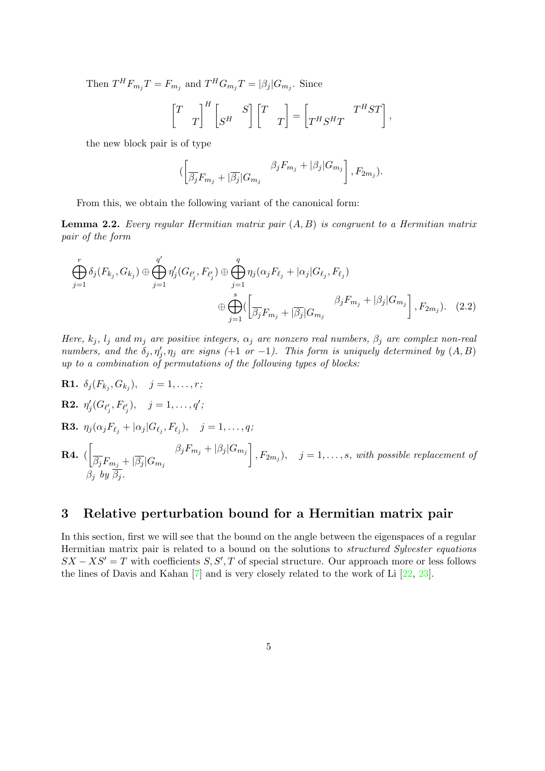Then $T^H F_{m_j} T = F_{m_j}$ and $T^H G_{m_j} T = |\beta_j| G_{m_j}$. Since

$$\begin{bmatrix} T & \\ & T \end{bmatrix}^H \begin{bmatrix} & S \\ S^H & \end{bmatrix} \begin{bmatrix} T & \\ & T \end{bmatrix} = \begin{bmatrix} & T^H S T \\ T^H S^H T & \end{bmatrix},$$

the new block pair is of type

$$(\begin{bmatrix} & \beta_j F_{m_j} + |\beta_j| G_{m_j} \\ \overline{\beta_j} F_{m_j} + |\overline{\beta_j}| G_{m_j} & \end{bmatrix}, F_{2m_j}).$$

From this, we obtain the following variant of the canonical form:

**Lemma 2.2.** *Every regular Hermitian matrix pair $(A, B)$ is congruent to a Hermitian matrix pair of the form*

$$\bigoplus_{j=1}^{r} \delta_j (F_{k_j}, G_{k_j}) \oplus \bigoplus_{j=1}^{q'} \eta'_j (G_{\ell'_j}, F_{\ell'_j}) \oplus \bigoplus_{j=1}^{q} \eta_j (\alpha_j F_{\ell_j} + |\alpha_j| G_{\ell_j}, F_{\ell_j}) \oplus \bigoplus_{j=1}^{s} (\begin{bmatrix} & \beta_j F_{m_j} + |\beta_j| G_{m_j} \\ \overline{\beta_j} F_{m_j} + |\overline{\beta_j}| G_{m_j} & \end{bmatrix}, F_{2m_j}). \quad (2.2)$$

*Here, $k_j$, $l_j$ and $m_j$ are positive integers, $\alpha_j$ are nonzero real numbers, $\beta_j$ are complex non-real numbers, and the $\delta_j, \eta'_j, \eta_j$ are signs ($+1$ or $-1$). This form is uniquely determined by $(A, B)$ up to a combination of permutations of the following types of blocks:*

**R1.** $\delta_j (F_{k_j}, G_{k_j})$, $\quad j = 1, \ldots, r$;

**R2.** $\eta'_j (G_{\ell'_j}, F_{\ell'_j})$, $\quad j = 1, \ldots, q'$;

**R3.** $\eta_j (\alpha_j F_{\ell_j} + |\alpha_j| G_{\ell_j}, F_{\ell_j})$, $\quad j = 1, \ldots, q$;

**R4.** $(\begin{bmatrix} & \beta_j F_{m_j} + |\beta_j| G_{m_j} \\ \overline{\beta_j} F_{m_j} + |\overline{\beta_j}| G_{m_j} & \end{bmatrix}, F_{2m_j})$, $\quad j = 1, \ldots, s$, *with possible replacement of $\beta_j$ by $\overline{\beta_j}$.*

## 3 Relative perturbation bound for a Hermitian matrix pair

In this section, first we will see that the bound on the angle between the eigenspaces of a regular Hermitian matrix pair is related to a bound on the solutions to *structured Sylvester equations* $SX - XS' = T$ with coefficients $S, S', T$ of special structure. Our approach more or less follows the lines of Davis and Kahan [7] and is very closely related to the work of Li [22, 23].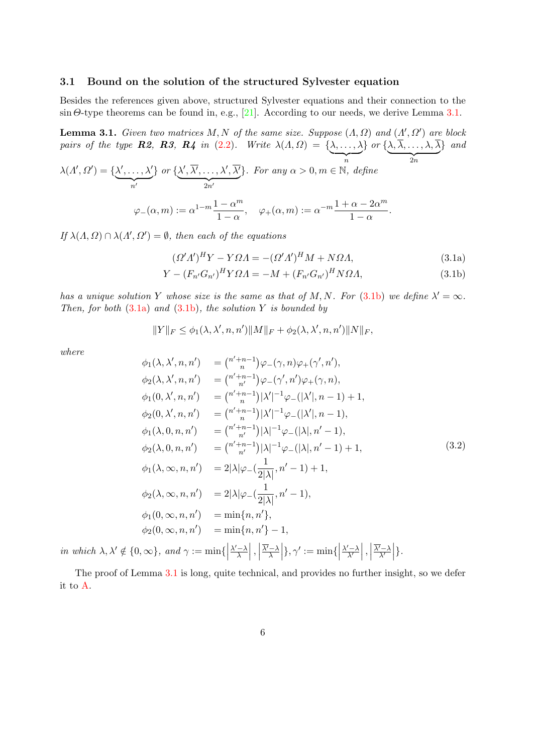### 3.1 Bound on the solution of the structured Sylvester equation

Besides the references given above, structured Sylvester equations and their connection to the $\sin\Theta$-type theorems can be found in, e.g., [21]. According to our needs, we derive Lemma 3.1.

**Lemma 3.1.** *Given two matrices $M, N$ of the same size. Suppose $(\Lambda, \Omega)$ and $(\Lambda', \Omega')$ are block pairs of the type* ***R2***, ***R3***, ***R4*** *in (2.2). Write $\lambda(\Lambda, \Omega) = \{\underbrace{\lambda, \dots, \lambda}_{n}\}$ or $\{\underbrace{\lambda, \overline{\lambda}, \dots, \lambda, \overline{\lambda}}_{2n}\}$ and $\lambda(\Lambda', \Omega') = \{\underbrace{\lambda', \dots, \lambda'}_{n'}\}$ or $\{\underbrace{\lambda', \overline{\lambda'}, \dots, \lambda', \overline{\lambda'}}_{2n'}\}$. For any $\alpha > 0, m \in \mathbb{N}$, define*

$$\varphi_-(\alpha, m) := \alpha^{1-m}\frac{1-\alpha^m}{1-\alpha}, \quad \varphi_+(\alpha, m) := \alpha^{-m}\frac{1+\alpha-2\alpha^m}{1-\alpha}.$$

*If $\lambda(\Lambda, \Omega) \cap \lambda(\Lambda', \Omega') = \emptyset$, then each of the equations*

$$(\Omega'\Lambda')^H Y - Y\Omega\Lambda = -(\Omega'\Lambda')^H M + N\Omega\Lambda, \tag{3.1a}$$

$$Y - (F_{n'}G_{n'})^H Y\Omega\Lambda = -M + (F_{n'}G_{n'})^H N\Omega\Lambda, \tag{3.1b}$$

*has a unique solution $Y$ whose size is the same as that of $M, N$. For (3.1b) we define $\lambda' = \infty$. Then, for both (3.1a) and (3.1b), the solution $Y$ is bounded by*

$$\|Y\|_F \le \phi_1(\lambda, \lambda', n, n')\|M\|_F + \phi_2(\lambda, \lambda', n, n')\|N\|_F,$$

*where*

$$
\begin{aligned}
\phi_1(\lambda, \lambda', n, n') &= \tbinom{n'+n-1}{n}\varphi_-(\gamma, n)\varphi_+(\gamma', n'),\\
\phi_2(\lambda, \lambda', n, n') &= \tbinom{n'+n-1}{n'}\varphi_-(\gamma', n')\varphi_+(\gamma, n),\\
\phi_1(0, \lambda', n, n') &= \tbinom{n'+n-1}{n}|\lambda'|^{-1}\varphi_-(|\lambda'|, n-1) + 1,\\
\phi_2(0, \lambda', n, n') &= \tbinom{n'+n-1}{n}|\lambda'|^{-1}\varphi_-(|\lambda'|, n-1),\\
\phi_1(\lambda, 0, n, n') &= \tbinom{n'+n-1}{n'}|\lambda|^{-1}\varphi_-(|\lambda|, n'-1),\\
\phi_2(\lambda, 0, n, n') &= \tbinom{n'+n-1}{n'}|\lambda|^{-1}\varphi_-(|\lambda|, n'-1) + 1,\\
\phi_1(\lambda, \infty, n, n') &= 2|\lambda|\varphi_-(\frac{1}{2|\lambda|}, n'-1) + 1,\\
\phi_2(\lambda, \infty, n, n') &= 2|\lambda|\varphi_-(\frac{1}{2|\lambda|}, n'-1),\\
\phi_1(0, \infty, n, n') &= \min\{n, n'\},\\
\phi_2(0, \infty, n, n') &= \min\{n, n'\} - 1,
\end{aligned}
\tag{3.2}
$$

*in which $\lambda, \lambda' \notin \{0, \infty\}$, and $\gamma := \min\{\left|\frac{\lambda'-\lambda}{\lambda}\right|, \left|\frac{\overline{\lambda'}-\lambda}{\lambda}\right|\}, \gamma' := \min\{\left|\frac{\lambda'-\lambda}{\lambda'}\right|, \left|\frac{\overline{\lambda'}-\lambda}{\lambda'}\right|\}$.*

The proof of Lemma 3.1 is long, quite technical, and provides no further insight, so we defer it to A.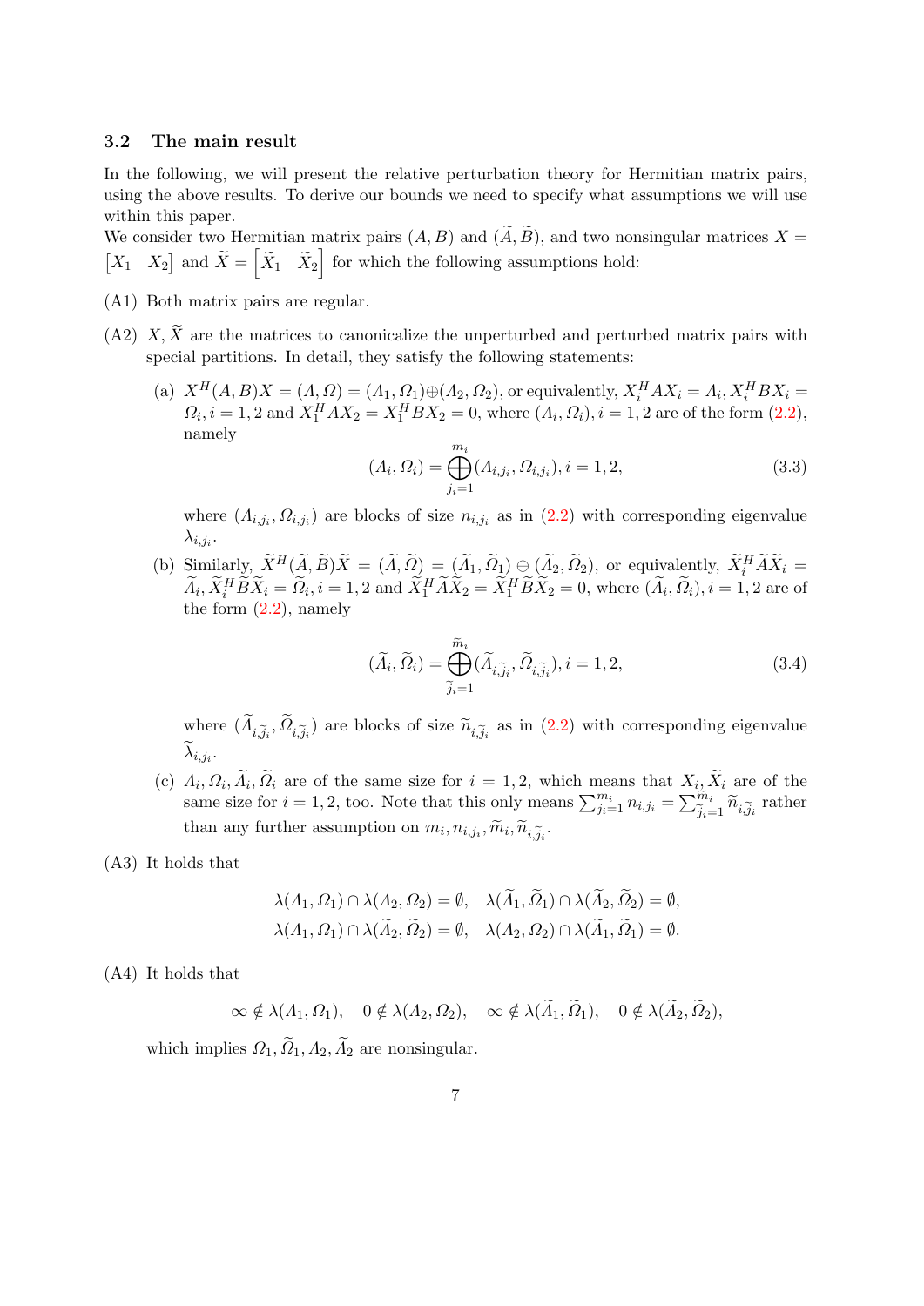### 3.2 The main result

In the following, we will present the relative perturbation theory for Hermitian matrix pairs, using the above results. To derive our bounds we need to specify what assumptions we will use within this paper.

We consider two Hermitian matrix pairs $(A, B)$ and $(\widetilde{A}, \widetilde{B})$, and two nonsingular matrices $X = \begin{bmatrix} X_1 & X_2 \end{bmatrix}$ and $\widetilde{X} = \begin{bmatrix} \widetilde{X}_1 & \widetilde{X}_2 \end{bmatrix}$ for which the following assumptions hold:

(A1) Both matrix pairs are regular.

(A2) $X, \widetilde{X}$ are the matrices to canonicalize the unperturbed and perturbed matrix pairs with special partitions. In detail, they satisfy the following statements:

(a) $X^H(A, B)X = (\Lambda, \Omega) = (\Lambda_1, \Omega_1) \oplus (\Lambda_2, \Omega_2)$, or equivalently, $X_i^H A X_i = \Lambda_i, X_i^H B X_i = \Omega_i, i = 1, 2$ and $X_1^H A X_2 = X_1^H B X_2 = 0$, where $(\Lambda_i, \Omega_i), i = 1, 2$ are of the form (2.2), namely

$$(\Lambda_i, \Omega_i) = \bigoplus_{j_i=1}^{m_i} (\Lambda_{i,j_i}, \Omega_{i,j_i}), i = 1, 2, \tag{3.3}$$

where $(\Lambda_{i,j_i}, \Omega_{i,j_i})$ are blocks of size $n_{i,j_i}$ as in (2.2) with corresponding eigenvalue $\lambda_{i,j_i}$.

(b) Similarly, $\widetilde{X}^H(\widetilde{A}, \widetilde{B})\widetilde{X} = (\widetilde{\Lambda}, \widetilde{\Omega}) = (\widetilde{\Lambda}_1, \widetilde{\Omega}_1) \oplus (\widetilde{\Lambda}_2, \widetilde{\Omega}_2)$, or equivalently, $\widetilde{X}_i^H \widetilde{A} \widetilde{X}_i = \widetilde{\Lambda}_i, \widetilde{X}_i^H \widetilde{B} \widetilde{X}_i = \widetilde{\Omega}_i, i = 1, 2$ and $\widetilde{X}_1^H \widetilde{A} \widetilde{X}_2 = \widetilde{X}_1^H \widetilde{B} \widetilde{X}_2 = 0$, where $(\widetilde{\Lambda}_i, \widetilde{\Omega}_i), i = 1, 2$ are of the form (2.2), namely

$$(\widetilde{\Lambda}_i, \widetilde{\Omega}_i) = \bigoplus_{\widetilde{j}_i=1}^{\widetilde{m}_i} (\widetilde{\Lambda}_{i,\widetilde{j}_i}, \widetilde{\Omega}_{i,\widetilde{j}_i}), i = 1, 2, \tag{3.4}$$

where $(\widetilde{\Lambda}_{i,\widetilde{j}_i}, \widetilde{\Omega}_{i,\widetilde{j}_i})$ are blocks of size $\widetilde{n}_{i,\widetilde{j}_i}$ as in (2.2) with corresponding eigenvalue $\widetilde{\lambda}_{i,j_i}$.

(c) $\Lambda_i, \Omega_i, \widetilde{\Lambda}_i, \widetilde{\Omega}_i$ are of the same size for $i = 1, 2$, which means that $X_i, \widetilde{X}_i$ are of the same size for $i = 1, 2$, too. Note that this only means $\sum_{j_i=1}^{m_i} n_{i,j_i} = \sum_{\widetilde{j}_i=1}^{\widetilde{m}_i} \widetilde{n}_{i,\widetilde{j}_i}$ rather than any further assumption on $m_i, n_{i,j_i}, \widetilde{m}_i, \widetilde{n}_{i,\widetilde{j}_i}$.

(A3) It holds that

$$\lambda(\Lambda_1, \Omega_1) \cap \lambda(\Lambda_2, \Omega_2) = \emptyset, \quad \lambda(\widetilde{\Lambda}_1, \widetilde{\Omega}_1) \cap \lambda(\widetilde{\Lambda}_2, \widetilde{\Omega}_2) = \emptyset,$$
$$\lambda(\Lambda_1, \Omega_1) \cap \lambda(\widetilde{\Lambda}_2, \widetilde{\Omega}_2) = \emptyset, \quad \lambda(\Lambda_2, \Omega_2) \cap \lambda(\widetilde{\Lambda}_1, \widetilde{\Omega}_1) = \emptyset.$$

(A4) It holds that

$$\infty \notin \lambda(\Lambda_1, \Omega_1), \quad 0 \notin \lambda(\Lambda_2, \Omega_2), \quad \infty \notin \lambda(\widetilde{\Lambda}_1, \widetilde{\Omega}_1), \quad 0 \notin \lambda(\widetilde{\Lambda}_2, \widetilde{\Omega}_2),$$

which implies $\Omega_1, \widetilde{\Omega}_1, \Lambda_2, \widetilde{\Lambda}_2$ are nonsingular.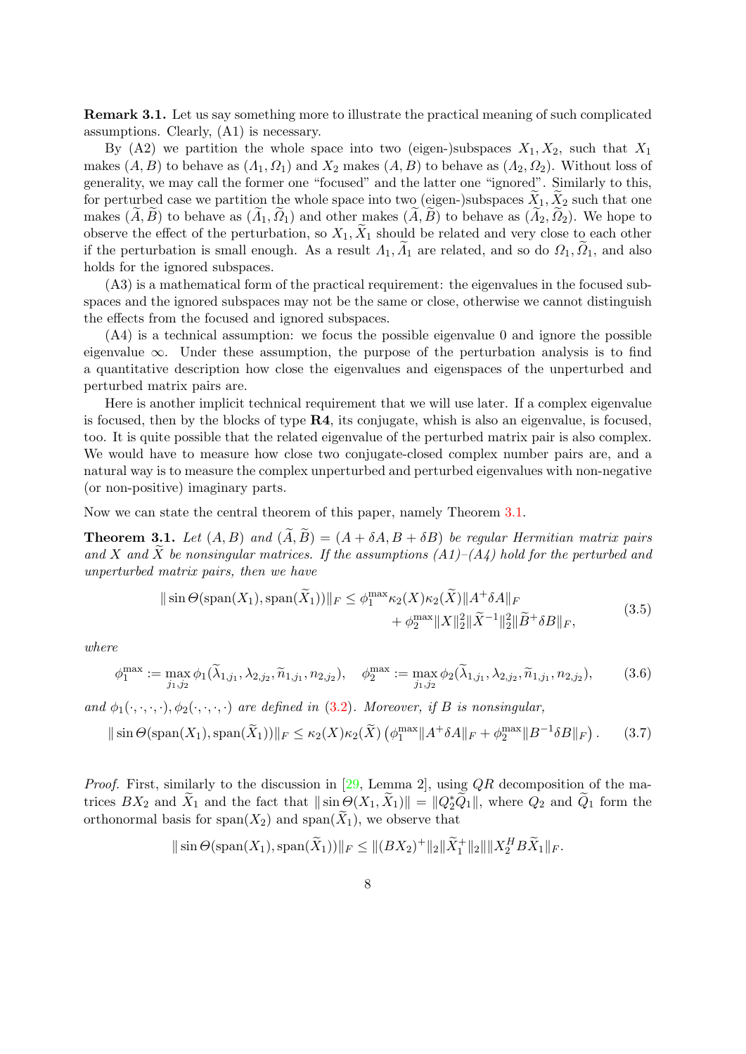**Remark 3.1.** Let us say something more to illustrate the practical meaning of such complicated assumptions. Clearly, (A1) is necessary.

By (A2) we partition the whole space into two (eigen-)subspaces $X_1, X_2$, such that $X_1$ makes $(A, B)$ to behave as $(\Lambda_1, \Omega_1)$ and $X_2$ makes $(A, B)$ to behave as $(\Lambda_2, \Omega_2)$. Without loss of generality, we may call the former one "focused" and the latter one "ignored". Similarly to this, for perturbed case we partition the whole space into two (eigen-)subspaces $\widetilde{X}_1, \widetilde{X}_2$ such that one makes $(\widetilde{A}, \widetilde{B})$ to behave as $(\widetilde{\Lambda}_1, \widetilde{\Omega}_1)$ and other makes $(\widetilde{A}, \widetilde{B})$ to behave as $(\widetilde{\Lambda}_2, \widetilde{\Omega}_2)$. We hope to observe the effect of the perturbation, so $X_1, \widetilde{X}_1$ should be related and very close to each other if the perturbation is small enough. As a result $\Lambda_1, \widetilde{\Lambda}_1$ are related, and so do $\Omega_1, \widetilde{\Omega}_1$, and also holds for the ignored subspaces.

(A3) is a mathematical form of the practical requirement: the eigenvalues in the focused subspaces and the ignored subspaces may not be the same or close, otherwise we cannot distinguish the effects from the focused and ignored subspaces.

(A4) is a technical assumption: we focus the possible eigenvalue 0 and ignore the possible eigenvalue $\infty$. Under these assumption, the purpose of the perturbation analysis is to find a quantitative description how close the eigenvalues and eigenspaces of the unperturbed and perturbed matrix pairs are.

Here is another implicit technical requirement that we will use later. If a complex eigenvalue is focused, then by the blocks of type **R4**, its conjugate, whish is also an eigenvalue, is focused, too. It is quite possible that the related eigenvalue of the perturbed matrix pair is also complex. We would have to measure how close two conjugate-closed complex number pairs are, and a natural way is to measure the complex unperturbed and perturbed eigenvalues with non-negative (or non-positive) imaginary parts.

Now we can state the central theorem of this paper, namely Theorem 3.1.

**Theorem 3.1.** *Let $(A, B)$ and $(\widetilde{A}, \widetilde{B}) = (A + \delta A, B + \delta B)$ be regular Hermitian matrix pairs and $X$ and $\widetilde{X}$ be nonsingular matrices. If the assumptions (A1)–(A4) hold for the perturbed and unperturbed matrix pairs, then we have*

$$\begin{aligned}\|\sin\Theta(\operatorname{span}(X_1), \operatorname{span}(\widetilde{X}_1))\|_F \leq \phi_1^{\max}\kappa_2(X)\kappa_2(\widetilde{X})\|A^{+}\delta A\|_F \\ + \phi_2^{\max}\|X\|_2^2\|\widetilde{X}^{-1}\|_2^2\|\widetilde{B}^{+}\delta B\|_F,\end{aligned} \tag{3.5}$$

*where*

$$\phi_1^{\max} := \max_{j_1, j_2}\phi_1(\widetilde{\lambda}_{1,j_1}, \lambda_{2,j_2}, \widetilde{n}_{1,j_1}, n_{2,j_2}), \quad \phi_2^{\max} := \max_{j_1, j_2}\phi_2(\widetilde{\lambda}_{1,j_1}, \lambda_{2,j_2}, \widetilde{n}_{1,j_1}, n_{2,j_2}), \tag{3.6}$$

*and $\phi_1(\cdot,\cdot,\cdot,\cdot), \phi_2(\cdot,\cdot,\cdot,\cdot)$ are defined in (3.2). Moreover, if $B$ is nonsingular,*

$$\|\sin\Theta(\operatorname{span}(X_1), \operatorname{span}(\widetilde{X}_1))\|_F \leq \kappa_2(X)\kappa_2(\widetilde{X})\left(\phi_1^{\max}\|A^{+}\delta A\|_F + \phi_2^{\max}\|B^{-1}\delta B\|_F\right). \tag{3.7}$$

*Proof.* First, similarly to the discussion in [29, Lemma 2], using $QR$ decomposition of the matrices $BX_2$ and $\widetilde{X}_1$ and the fact that $\|\sin\Theta(X_1, \widetilde{X}_1)\| = \|Q_2^*\widetilde{Q}_1\|$, where $Q_2$ and $\widetilde{Q}_1$ form the orthonormal basis for $\operatorname{span}(X_2)$ and $\operatorname{span}(\widetilde{X}_1)$, we observe that

$$\|\sin\Theta(\operatorname{span}(X_1), \operatorname{span}(\widetilde{X}_1))\|_F \leq \|(BX_2)^{+}\|_2\|\widetilde{X}_1^{+}\|_2\|\|X_2^H B\widetilde{X}_1\|_F.$$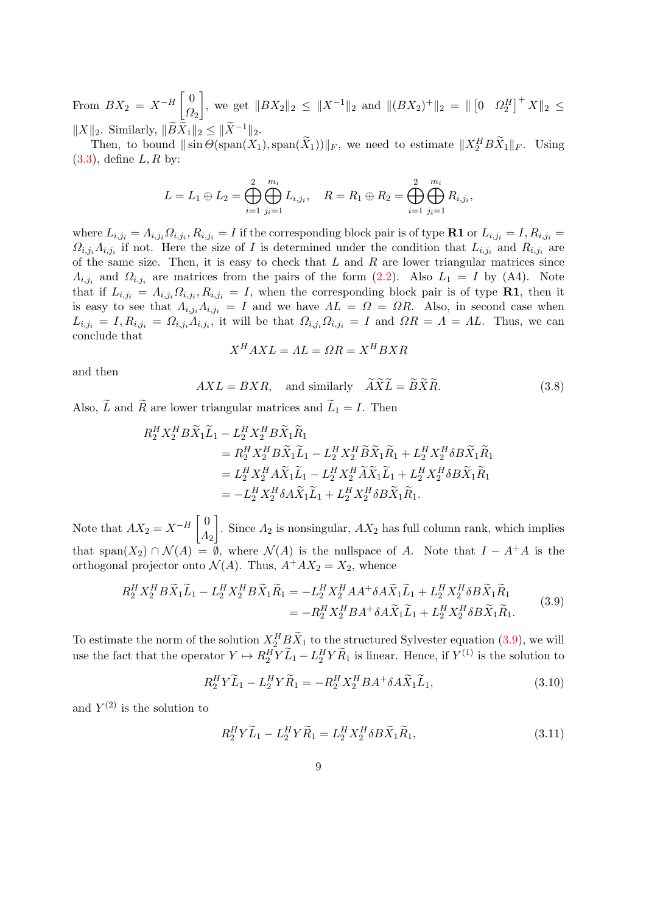From $BX_2 = X^{-H}\begin{bmatrix} 0 \\ \Omega_2 \end{bmatrix}$, we get $\|BX_2\|_2 \le \|X^{-1}\|_2$ and $\|(BX_2)^+\|_2 = \| \begin{bmatrix} 0 & \Omega_2^H \end{bmatrix}^+ X\|_2 \le \|X\|_2$. Similarly, $\|\widetilde{B}\widetilde{X}_1\|_2 \le \|\widetilde{X}^{-1}\|_2$.

Then, to bound $\|\sin\Theta(\mathrm{span}(X_1), \mathrm{span}(\widetilde{X}_1))\|_F$, we need to estimate $\|X_2^H B\widetilde{X}_1\|_F$. Using (3.3), define $L, R$ by:

$$
L = L_1 \oplus L_2 = \bigoplus_{i=1}^{2}\bigoplus_{j_i=1}^{m_i} L_{i,j_i}, \quad R = R_1 \oplus R_2 = \bigoplus_{i=1}^{2}\bigoplus_{j_i=1}^{m_i} R_{i,j_i},
$$

where $L_{i,j_i} = \Lambda_{i,j_i}\Omega_{i,j_i}, R_{i,j_i} = I$ if the corresponding block pair is of type **R1** or $L_{i,j_i} = I, R_{i,j_i} = \Omega_{i,j_i}\Lambda_{i,j_i}$ if not. Here the size of $I$ is determined under the condition that $L_{i,j_i}$ and $R_{i,j_i}$ are of the same size. Then, it is easy to check that $L$ and $R$ are lower triangular matrices since $\Lambda_{i,j_i}$ and $\Omega_{i,j_i}$ are matrices from the pairs of the form (2.2). Also $L_1 = I$ by (A4). Note that if $L_{i,j_i} = \Lambda_{i,j_i}\Omega_{i,j_i}, R_{i,j_i} = I$, when the corresponding block pair is of type **R1**, then it is easy to see that $\Lambda_{i,j_i}\Lambda_{i,j_i} = I$ and we have $\Lambda L = \Omega = \Omega R$. Also, in second case when $L_{i,j_i} = I, R_{i,j_i} = \Omega_{i,j_i}\Lambda_{i,j_i}$, it will be that $\Omega_{i,j_i}\Omega_{i,j_i} = I$ and $\Omega R = \Lambda = \Lambda L$. Thus, we can conclude that

$$
X^H AXL = \Lambda L = \Omega R = X^H BXR
$$

and then

$$
AXL = BXR, \quad \text{and similarly} \quad \widetilde{A}\widetilde{X}\widetilde{L} = \widetilde{B}\widetilde{X}\widetilde{R}. \tag{3.8}
$$

Also, $\widetilde{L}$ and $\widetilde{R}$ are lower triangular matrices and $\widetilde{L}_1 = I$. Then

$$
\begin{aligned}
R_2^H X_2^H B\widetilde{X}_1\widetilde{L}_1 - L_2^H X_2^H B\widetilde{X}_1\widetilde{R}_1 &\\
&= R_2^H X_2^H B\widetilde{X}_1\widetilde{L}_1 - L_2^H X_2^H \widetilde{B}\widetilde{X}_1\widetilde{R}_1 + L_2^H X_2^H \delta B\widetilde{X}_1\widetilde{R}_1 \\
&= L_2^H X_2^H A\widetilde{X}_1\widetilde{L}_1 - L_2^H X_2^H \widetilde{A}\widetilde{X}_1\widetilde{L}_1 + L_2^H X_2^H \delta B\widetilde{X}_1\widetilde{R}_1 \\
&= -L_2^H X_2^H \delta A\widetilde{X}_1\widetilde{L}_1 + L_2^H X_2^H \delta B\widetilde{X}_1\widetilde{R}_1.
\end{aligned}
$$

Note that $AX_2 = X^{-H}\begin{bmatrix} 0 \\ \Lambda_2 \end{bmatrix}$. Since $\Lambda_2$ is nonsingular, $AX_2$ has full column rank, which implies that $\mathrm{span}(X_2) \cap \mathcal{N}(A) = \emptyset$, where $\mathcal{N}(A)$ is the nullspace of $A$. Note that $I - A^+A$ is the orthogonal projector onto $\mathcal{N}(A)$. Thus, $A^+AX_2 = X_2$, whence

$$
\begin{aligned}
R_2^H X_2^H B\widetilde{X}_1\widetilde{L}_1 - L_2^H X_2^H B\widetilde{X}_1\widetilde{R}_1 &= -L_2^H X_2^H AA^+\delta A\widetilde{X}_1\widetilde{L}_1 + L_2^H X_2^H \delta B\widetilde{X}_1\widetilde{R}_1 \\
&= -R_2^H X_2^H BA^+\delta A\widetilde{X}_1\widetilde{L}_1 + L_2^H X_2^H \delta B\widetilde{X}_1\widetilde{R}_1.
\end{aligned} \tag{3.9}
$$

To estimate the norm of the solution $X_2^H B\widetilde{X}_1$ to the structured Sylvester equation (3.9), we will use the fact that the operator $Y \mapsto R_2^H Y\widetilde{L}_1 - L_2^H Y\widetilde{R}_1$ is linear. Hence, if $Y^{(1)}$ is the solution to

$$
R_2^H Y\widetilde{L}_1 - L_2^H Y\widetilde{R}_1 = -R_2^H X_2^H BA^+\delta A\widetilde{X}_1\widetilde{L}_1, \tag{3.10}
$$

and $Y^{(2)}$ is the solution to

$$
R_2^H Y\widetilde{L}_1 - L_2^H Y\widetilde{R}_1 = L_2^H X_2^H \delta B\widetilde{X}_1\widetilde{R}_1, \tag{3.11}
$$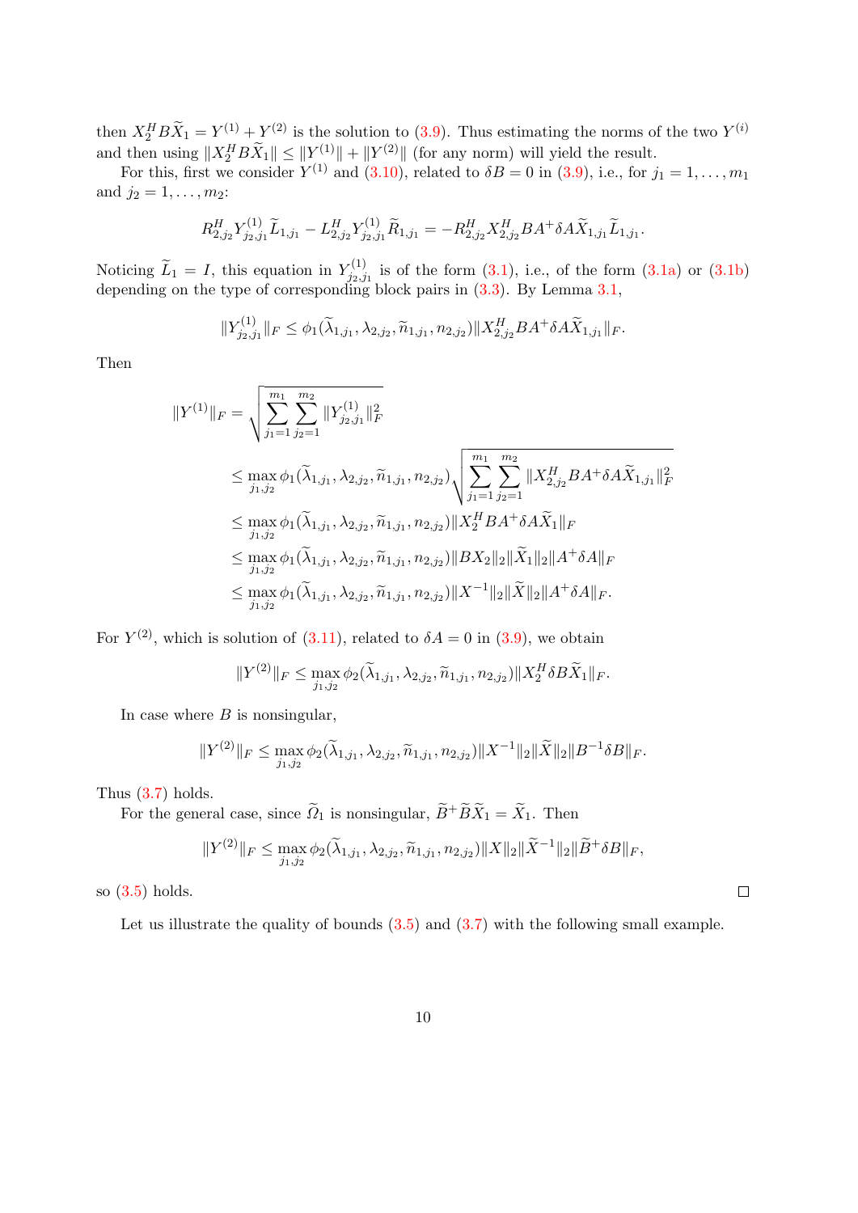then $X_2^H B\widetilde{X}_1 = Y^{(1)} + Y^{(2)}$ is the solution to (3.9). Thus estimating the norms of the two $Y^{(i)}$ and then using $\|X_2^H B\widetilde{X}_1\| \le \|Y^{(1)}\| + \|Y^{(2)}\|$ (for any norm) will yield the result.

For this, first we consider $Y^{(1)}$ and (3.10), related to $\delta B = 0$ in (3.9), i.e., for $j_1 = 1, \dots, m_1$ and $j_2 = 1, \dots, m_2$:

$$R_{2,j_2}^H Y_{j_2,j_1}^{(1)} \widetilde{L}_{1,j_1} - L_{2,j_2}^H Y_{j_2,j_1}^{(1)} \widetilde{R}_{1,j_1} = -R_{2,j_2}^H X_{2,j_2}^H BA^+ \delta A \widetilde{X}_{1,j_1} \widetilde{L}_{1,j_1}.$$

Noticing $\widetilde{L}_1 = I$, this equation in $Y_{j_2,j_1}^{(1)}$ is of the form (3.1), i.e., of the form (3.1a) or (3.1b) depending on the type of corresponding block pairs in (3.3). By Lemma 3.1,

$$\|Y_{j_2,j_1}^{(1)}\|_F \le \phi_1(\widetilde{\lambda}_{1,j_1}, \lambda_{2,j_2}, \widetilde{n}_{1,j_1}, n_{2,j_2}) \|X_{2,j_2}^H BA^+ \delta A \widetilde{X}_{1,j_1}\|_F.$$

Then

$$\begin{aligned}
\|Y^{(1)}\|_F &= \sqrt{\sum_{j_1=1}^{m_1} \sum_{j_2=1}^{m_2} \|Y_{j_2,j_1}^{(1)}\|_F^2} \\
&\le \max_{j_1,j_2} \phi_1(\widetilde{\lambda}_{1,j_1}, \lambda_{2,j_2}, \widetilde{n}_{1,j_1}, n_{2,j_2}) \sqrt{\sum_{j_1=1}^{m_1} \sum_{j_2=1}^{m_2} \|X_{2,j_2}^H BA^+ \delta A \widetilde{X}_{1,j_1}\|_F^2} \\
&\le \max_{j_1,j_2} \phi_1(\widetilde{\lambda}_{1,j_1}, \lambda_{2,j_2}, \widetilde{n}_{1,j_1}, n_{2,j_2}) \|X_2^H BA^+ \delta A \widetilde{X}_1\|_F \\
&\le \max_{j_1,j_2} \phi_1(\widetilde{\lambda}_{1,j_1}, \lambda_{2,j_2}, \widetilde{n}_{1,j_1}, n_{2,j_2}) \|BX_2\|_2 \|\widetilde{X}_1\|_2 \|A^+ \delta A\|_F \\
&\le \max_{j_1,j_2} \phi_1(\widetilde{\lambda}_{1,j_1}, \lambda_{2,j_2}, \widetilde{n}_{1,j_1}, n_{2,j_2}) \|X^{-1}\|_2 \|\widetilde{X}\|_2 \|A^+ \delta A\|_F.
\end{aligned}$$

For $Y^{(2)}$, which is solution of (3.11), related to $\delta A = 0$ in (3.9), we obtain

$$\|Y^{(2)}\|_F \le \max_{j_1,j_2} \phi_2(\widetilde{\lambda}_{1,j_1}, \lambda_{2,j_2}, \widetilde{n}_{1,j_1}, n_{2,j_2}) \|X_2^H \delta B \widetilde{X}_1\|_F.$$

In case where $B$ is nonsingular,

$$\|Y^{(2)}\|_F \le \max_{j_1,j_2} \phi_2(\widetilde{\lambda}_{1,j_1}, \lambda_{2,j_2}, \widetilde{n}_{1,j_1}, n_{2,j_2}) \|X^{-1}\|_2 \|\widetilde{X}\|_2 \|B^{-1} \delta B\|_F.$$

Thus (3.7) holds.

For the general case, since $\widetilde{\Omega}_1$ is nonsingular, $\widetilde{B}^+ \widetilde{B} \widetilde{X}_1 = \widetilde{X}_1$. Then

$$\|Y^{(2)}\|_F \le \max_{j_1,j_2} \phi_2(\widetilde{\lambda}_{1,j_1}, \lambda_{2,j_2}, \widetilde{n}_{1,j_1}, n_{2,j_2}) \|X\|_2 \|\widetilde{X}^{-1}\|_2 \|\widetilde{B}^+ \delta B\|_F,$$

so (3.5) holds. □

Let us illustrate the quality of bounds (3.5) and (3.7) with the following small example.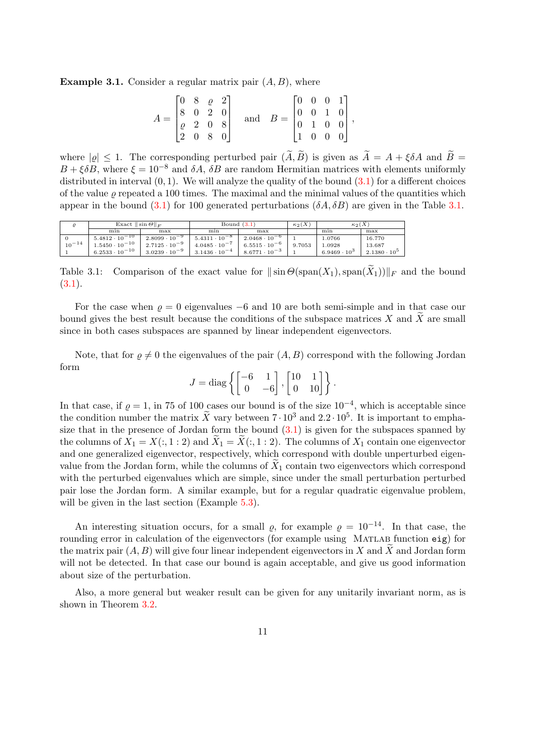**Example 3.1.** Consider a regular matrix pair $(A, B)$, where

$$
A = \begin{bmatrix} 0 & 8 & \varrho & 2 \\ 8 & 0 & 2 & 0 \\ \varrho & 2 & 0 & 8 \\ 2 & 0 & 8 & 0 \end{bmatrix} \quad \text{and} \quad B = \begin{bmatrix} 0 & 0 & 0 & 1 \\ 0 & 0 & 1 & 0 \\ 0 & 1 & 0 & 0 \\ 1 & 0 & 0 & 0 \end{bmatrix},
$$

where $|\varrho| \leq 1$. The corresponding perturbed pair $(\widetilde{A}, \widetilde{B})$ is given as $\widetilde{A} = A + \xi \delta A$ and $\widetilde{B} = B + \xi \delta B$, where $\xi = 10^{-8}$ and $\delta A$, $\delta B$ are random Hermitian matrices with elements uniformly distributed in interval $(0, 1)$. We will analyze the quality of the bound (3.1) for a different choices of the value $\varrho$ repeated a 100 times. The maximal and the minimal values of the quantities which appear in the bound (3.1) for 100 generated perturbations $(\delta A, \delta B)$ are given in the Table 3.1.

| $\varrho$ | Exact $\Vert\sin\Theta\Vert_F$ | | Bound (3.1) | | $\kappa_2(X)$ | $\kappa_2(\widetilde{X})$ | |
|---|---|---|---|---|---|---|---|
| | min | max | min | max | | min | max |
| $0$ | $5.4812 \cdot 10^{-10}$ | $2.8099 \cdot 10^{-9}$ | $5.4311 \cdot 10^{-8}$ | $2.0468 \cdot 10^{-6}$ | $1$ | $1.0766$ | $16.770$ |
| $10^{-14}$ | $1.5450 \cdot 10^{-10}$ | $2.7125 \cdot 10^{-9}$ | $4.0485 \cdot 10^{-7}$ | $6.5515 \cdot 10^{-6}$ | $9.7053$ | $1.0928$ | $13.687$ |
| $1$ | $6.2533 \cdot 10^{-10}$ | $3.0239 \cdot 10^{-9}$ | $3.1436 \cdot 10^{-4}$ | $8.6771 \cdot 10^{-3}$ | $1$ | $6.9469 \cdot 10^{3}$ | $2.1380 \cdot 10^{5}$ |

Table 3.1: Comparison of the exact value for $\Vert\sin\Theta(\text{span}(X_1), \text{span}(\widetilde{X}_1))\Vert_F$ and the bound (3.1).

For the case when $\varrho = 0$ eigenvalues $-6$ and $10$ are both semi-simple and in that case our bound gives the best result because the conditions of the subspace matrices $X$ and $\widetilde{X}$ are small since in both cases subspaces are spanned by linear independent eigenvectors.

Note, that for $\varrho \neq 0$ the eigenvalues of the pair $(A, B)$ correspond with the following Jordan form

$$
J = \text{diag}\left\{ \begin{bmatrix} -6 & 1 \\ 0 & -6 \end{bmatrix}, \begin{bmatrix} 10 & 1 \\ 0 & 10 \end{bmatrix} \right\}.
$$

In that case, if $\varrho = 1$, in 75 of 100 cases our bound is of the size $10^{-4}$, which is acceptable since the condition number the matrix $\widetilde{X}$ vary between $7 \cdot 10^{3}$ and $2.2 \cdot 10^{5}$. It is important to emphasize that in the presence of Jordan form the bound (3.1) is given for the subspaces spanned by the columns of $X_1 = X(:, 1:2)$ and $\widetilde{X}_1 = \widetilde{X}(:, 1:2)$. The columns of $X_1$ contain one eigenvector and one generalized eigenvector, respectively, which correspond with double unperturbed eigenvalue from the Jordan form, while the columns of $\widetilde{X}_1$ contain two eigenvectors which correspond with the perturbed eigenvalues which are simple, since under the small perturbation perturbed pair lose the Jordan form. A similar example, but for a regular quadratic eigenvalue problem, will be given in the last section (Example 5.3).

An interesting situation occurs, for a small $\varrho$, for example $\varrho = 10^{-14}$. In that case, the rounding error in calculation of the eigenvectors (for example using MATLAB function `eig`) for the matrix pair $(A, B)$ will give four linear independent eigenvectors in $X$ and $\widetilde{X}$ and Jordan form will not be detected. In that case our bound is again acceptable, and give us good information about size of the perturbation.

Also, a more general but weaker result can be given for any unitarily invariant norm, as is shown in Theorem 3.2.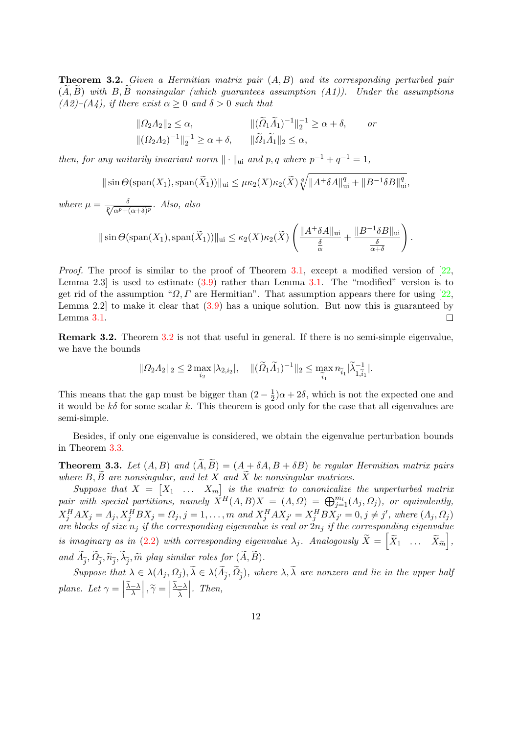**Theorem 3.2.** *Given a Hermitian matrix pair $(A, B)$ and its corresponding perturbed pair $(\widetilde{A}, \widetilde{B})$ with $B, \widetilde{B}$ nonsingular (which guarantees assumption (A1)). Under the assumptions (A2)–(A4), if there exist $\alpha \geq 0$ and $\delta > 0$ such that*

$$\|\Omega_2 \Lambda_2\|_2 \leq \alpha, \qquad \|(\widetilde{\Omega}_1 \widetilde{\Lambda}_1)^{-1}\|_2^{-1} \geq \alpha + \delta, \qquad or$$
$$\|(\Omega_2 \Lambda_2)^{-1}\|_2^{-1} \geq \alpha + \delta, \qquad \|\widetilde{\Omega}_1 \widetilde{\Lambda}_1\|_2 \leq \alpha,$$

*then, for any unitarily invariant norm $\|\cdot\|_{\mathrm{ui}}$ and $p, q$ where $p^{-1} + q^{-1} = 1$,*

$$\|\sin \Theta(\operatorname{span}(X_1), \operatorname{span}(\widetilde{X}_1))\|_{\mathrm{ui}} \leq \mu \kappa_2(X) \kappa_2(\widetilde{X}) \sqrt[q]{\|A^+ \delta A\|_{\mathrm{ui}}^q + \|B^{-1} \delta B\|_{\mathrm{ui}}^q},$$

*where $\mu = \frac{\delta}{\sqrt[p]{\alpha^p + (\alpha+\delta)^p}}$. Also, also*

$$\|\sin \Theta(\operatorname{span}(X_1), \operatorname{span}(\widetilde{X}_1))\|_{\mathrm{ui}} \leq \kappa_2(X) \kappa_2(\widetilde{X}) \left( \frac{\|A^+ \delta A\|_{\mathrm{ui}}}{\frac{\delta}{\alpha}} + \frac{\|B^{-1} \delta B\|_{\mathrm{ui}}}{\frac{\delta}{\alpha+\delta}} \right).$$

*Proof.* The proof is similar to the proof of Theorem 3.1, except a modified version of [22, Lemma 2.3] is used to estimate (3.9) rather than Lemma 3.1. The "modified" version is to get rid of the assumption "$\Omega, \Gamma$ are Hermitian". That assumption appears there for using [22, Lemma 2.2] to make it clear that (3.9) has a unique solution. But now this is guaranteed by Lemma 3.1. $\square$

**Remark 3.2.** Theorem 3.2 is not that useful in general. If there is no semi-simple eigenvalue, we have the bounds

$$\|\Omega_2 \Lambda_2\|_2 \leq 2 \max_{i_2} |\lambda_{2,i_2}|, \quad \|(\widetilde{\Omega}_1 \widetilde{\Lambda}_1)^{-1}\|_2 \leq \max_{\widetilde{i}_1} n_{\widetilde{i}_1} |\widetilde{\lambda}_{1,\widetilde{i}_1}^{-1}|.$$

This means that the gap must be bigger than $(2 - \frac{1}{2})\alpha + 2\delta$, which is not the expected one and it would be $k\delta$ for some scalar $k$. This theorem is good only for the case that all eigenvalues are semi-simple.

Besides, if only one eigenvalue is considered, we obtain the eigenvalue perturbation bounds in Theorem 3.3.

**Theorem 3.3.** *Let $(A, B)$ and $(\widetilde{A}, \widetilde{B}) = (A + \delta A, B + \delta B)$ be regular Hermitian matrix pairs where $B, \widetilde{B}$ are nonsingular, and let $X$ and $\widetilde{X}$ be nonsingular matrices.*

*Suppose that $X = \begin{bmatrix} X_1 & \dots & X_m \end{bmatrix}$ is the matrix to canonicalize the unperturbed matrix pair with special partitions, namely $X^H(A, B)X = (\Lambda, \Omega) = \bigoplus_{j=1}^{m_i} (\Lambda_j, \Omega_j)$, or equivalently, $X_j^H A X_j = \Lambda_j, X_j^H B X_j = \Omega_j, j = 1, \dots, m$ and $X_j^H A X_{j'} = X_j^H B X_{j'} = 0, j \neq j'$, where $(\Lambda_j, \Omega_j)$ are blocks of size $n_j$ if the corresponding eigenvalue is real or $2n_j$ if the corresponding eigenvalue is imaginary as in (2.2) with corresponding eigenvalue $\lambda_j$. Analogously $\widetilde{X} = \begin{bmatrix} \widetilde{X}_1 & \dots & \widetilde{X}_{\widetilde{m}} \end{bmatrix}$, and $\widetilde{\Lambda}_{\widetilde{j}}, \widetilde{\Omega}_{\widetilde{j}}, \widetilde{n}_{\widetilde{j}}, \widetilde{\lambda}_{\widetilde{j}}, \widetilde{m}$ play similar roles for $(\widetilde{A}, \widetilde{B})$.*

*Suppose that $\lambda \in \lambda(\Lambda_j, \Omega_j), \widetilde{\lambda} \in \lambda(\widetilde{\Lambda}_{\widetilde{j}}, \widetilde{\Omega}_{\widetilde{j}})$, where $\lambda, \widetilde{\lambda}$ are nonzero and lie in the upper half plane. Let $\gamma = \left|\frac{\widetilde{\lambda} - \lambda}{\lambda}\right|, \widetilde{\gamma} = \left|\frac{\widetilde{\lambda} - \lambda}{\widetilde{\lambda}}\right|$. Then,*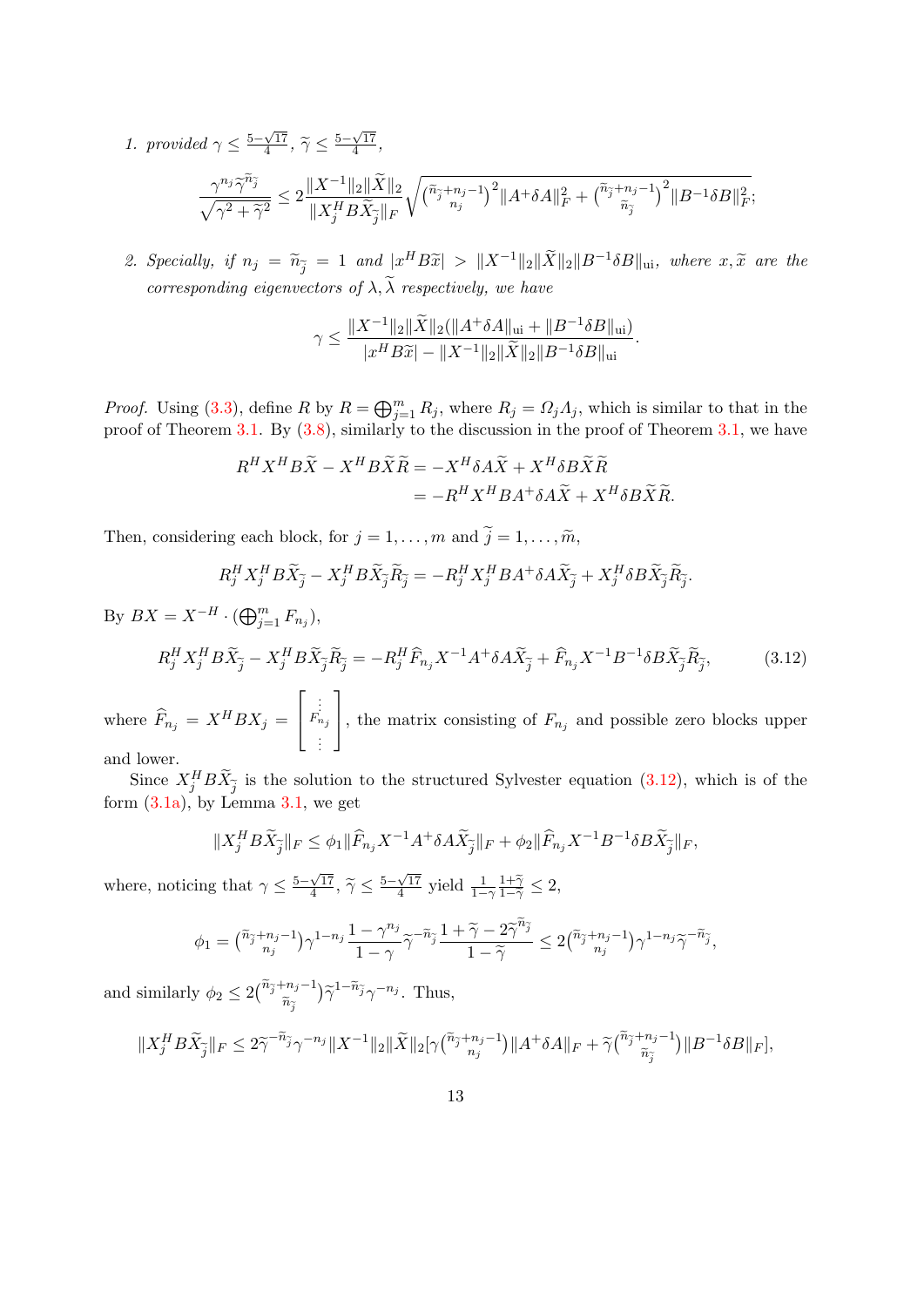1. *provided* $\gamma \le \frac{5-\sqrt{17}}{4}$, $\widetilde{\gamma} \le \frac{5-\sqrt{17}}{4}$,

$$\frac{\gamma^{n_j}\widetilde{\gamma}^{\widetilde{n}_{\widetilde{j}}}}{\sqrt{\gamma^2+\widetilde{\gamma}^2}} \le 2\frac{\|X^{-1}\|_2\|\widetilde{X}\|_2}{\|X_j^H B\widetilde{X}_{\widetilde{j}}\|_F}\sqrt{\binom{\widetilde{n}_{\widetilde{j}}+n_j-1}{n_j}^2\|A^{+}\delta A\|_F^2+\binom{\widetilde{n}_{\widetilde{j}}+n_j-1}{\widetilde{n}_{\widetilde{j}}}^2\|B^{-1}\delta B\|_F^2};$$

2. *Specially, if* $n_j = \widetilde{n}_{\widetilde{j}} = 1$ *and* $|x^H B\widetilde{x}| > \|X^{-1}\|_2\|\widetilde{X}\|_2\|B^{-1}\delta B\|_{\mathrm{ui}}$*, where* $x, \widetilde{x}$ *are the corresponding eigenvectors of* $\lambda, \widetilde{\lambda}$ *respectively, we have*

$$\gamma \le \frac{\|X^{-1}\|_2\|\widetilde{X}\|_2(\|A^{+}\delta A\|_{\mathrm{ui}}+\|B^{-1}\delta B\|_{\mathrm{ui}})}{|x^H B\widetilde{x}|-\|X^{-1}\|_2\|\widetilde{X}\|_2\|B^{-1}\delta B\|_{\mathrm{ui}}}.$$

*Proof.* Using (3.3), define $R$ by $R = \bigoplus_{j=1}^m R_j$, where $R_j = \Omega_j\Lambda_j$, which is similar to that in the proof of Theorem 3.1. By (3.8), similarly to the discussion in the proof of Theorem 3.1, we have

$$\begin{aligned} R^H X^H B\widetilde{X} - X^H B\widetilde{X}\widetilde{R} &= -X^H\delta A\widetilde{X} + X^H\delta B\widetilde{X}\widetilde{R} \\ &= -R^H X^H BA^{+}\delta A\widetilde{X} + X^H\delta B\widetilde{X}\widetilde{R}. \end{aligned}$$

Then, considering each block, for $j = 1,\dots,m$ and $\widetilde{j} = 1,\dots,\widetilde{m}$,

$$R_j^H X_j^H B\widetilde{X}_{\widetilde{j}} - X_j^H B\widetilde{X}_{\widetilde{j}}\widetilde{R}_{\widetilde{j}} = -R_j^H X_j^H BA^{+}\delta A\widetilde{X}_{\widetilde{j}} + X_j^H\delta B\widetilde{X}_{\widetilde{j}}\widetilde{R}_{\widetilde{j}}.$$

By $BX = X^{-H}\cdot(\bigoplus_{j=1}^m F_{n_j})$,

$$R_j^H X_j^H B\widetilde{X}_{\widetilde{j}} - X_j^H B\widetilde{X}_{\widetilde{j}}\widetilde{R}_{\widetilde{j}} = -R_j^H\widehat{F}_{n_j}X^{-1}A^{+}\delta A\widetilde{X}_{\widetilde{j}} + \widehat{F}_{n_j}X^{-1}B^{-1}\delta B\widetilde{X}_{\widetilde{j}}\widetilde{R}_{\widetilde{j}}, \tag{3.12}$$

where $\widehat{F}_{n_j} = X^H BX_j = \begin{bmatrix}\vdots\\ F_{n_j}\\ \vdots\end{bmatrix}$, the matrix consisting of $F_{n_j}$ and possible zero blocks upper and lower.

Since $X_j^H B\widetilde{X}_{\widetilde{j}}$ is the solution to the structured Sylvester equation (3.12), which is of the form (3.1a), by Lemma 3.1, we get

$$\|X_j^H B\widetilde{X}_{\widetilde{j}}\|_F \le \phi_1\|\widehat{F}_{n_j}X^{-1}A^{+}\delta A\widetilde{X}_{\widetilde{j}}\|_F + \phi_2\|\widehat{F}_{n_j}X^{-1}B^{-1}\delta B\widetilde{X}_{\widetilde{j}}\|_F,$$

where, noticing that $\gamma \le \frac{5-\sqrt{17}}{4}$, $\widetilde{\gamma} \le \frac{5-\sqrt{17}}{4}$ yield $\frac{1}{1-\gamma}\frac{1+\widetilde{\gamma}}{1-\widetilde{\gamma}} \le 2$,

$$\phi_1 = \binom{\widetilde{n}_{\widetilde{j}}+n_j-1}{n_j}\gamma^{1-n_j}\frac{1-\gamma^{n_j}}{1-\gamma}\widetilde{\gamma}^{-\widetilde{n}_{\widetilde{j}}}\frac{1+\widetilde{\gamma}-2\widetilde{\gamma}^{\widetilde{n}_{\widetilde{j}}}}{1-\widetilde{\gamma}} \le 2\binom{\widetilde{n}_{\widetilde{j}}+n_j-1}{n_j}\gamma^{1-n_j}\widetilde{\gamma}^{-\widetilde{n}_{\widetilde{j}}},$$

and similarly $\phi_2 \le 2\binom{\widetilde{n}_{\widetilde{j}}+n_j-1}{\widetilde{n}_{\widetilde{j}}}\widetilde{\gamma}^{1-\widetilde{n}_{\widetilde{j}}}\gamma^{-n_j}$. Thus,

$$\|X_j^H B\widetilde{X}_{\widetilde{j}}\|_F \le 2\widetilde{\gamma}^{-\widetilde{n}_{\widetilde{j}}}\gamma^{-n_j}\|X^{-1}\|_2\|\widetilde{X}\|_2\Big[\gamma\binom{\widetilde{n}_{\widetilde{j}}+n_j-1}{n_j}\|A^{+}\delta A\|_F + \widetilde{\gamma}\binom{\widetilde{n}_{\widetilde{j}}+n_j-1}{\widetilde{n}_{\widetilde{j}}}\|B^{-1}\delta B\|_F\Big],$$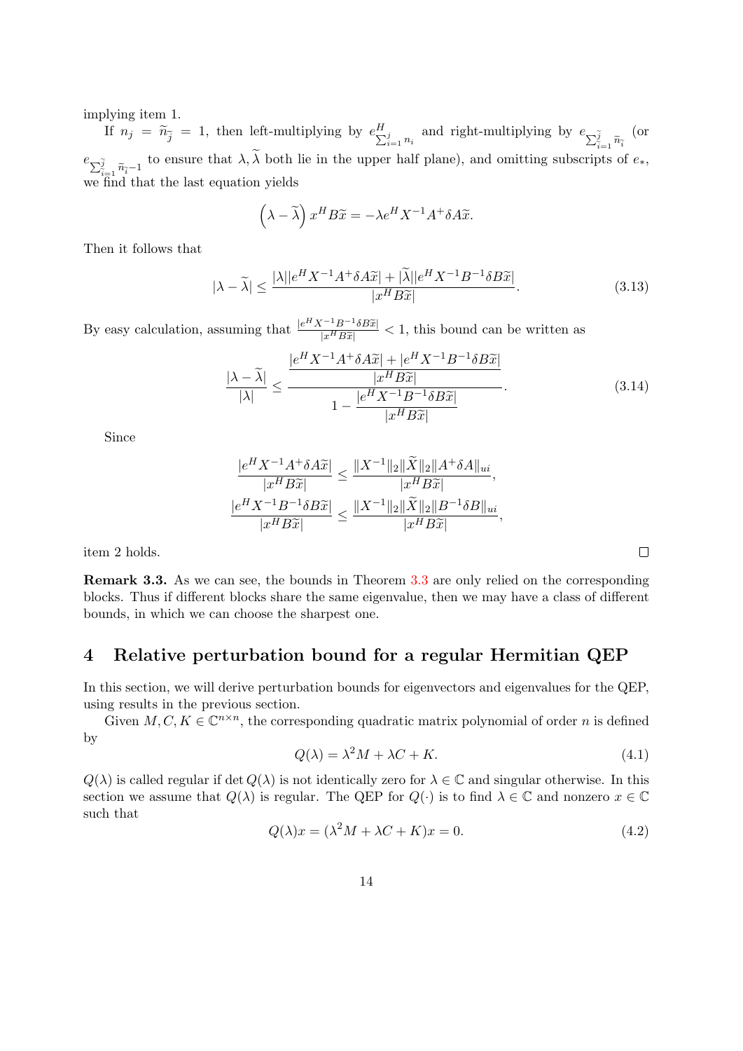implying item 1.

If $n_j = \widetilde{n}_{\widetilde{j}} = 1$, then left-multiplying by $e^H_{\sum_{i=1}^{j} n_i}$ and right-multiplying by $e_{\sum_{\widetilde{i}=1}^{\widetilde{j}} \widetilde{n}_{\widetilde{i}}}$ (or $e_{\sum_{\widetilde{i}=1}^{\widetilde{j}} \widetilde{n}_{\widetilde{i}}-1}$ to ensure that $\lambda, \widetilde{\lambda}$ both lie in the upper half plane), and omitting subscripts of $e_*$, we find that the last equation yields

$$\left(\lambda - \widetilde{\lambda}\right) x^H B \widetilde{x} = -\lambda e^H X^{-1} A^+ \delta A \widetilde{x}.$$

Then it follows that

$$|\lambda - \widetilde{\lambda}| \leq \frac{|\lambda||e^H X^{-1} A^+ \delta A \widetilde{x}| + |\widetilde{\lambda}||e^H X^{-1} B^{-1} \delta B \widetilde{x}|}{|x^H B \widetilde{x}|}. \tag{3.13}$$

By easy calculation, assuming that $\frac{|e^H X^{-1} B^{-1} \delta B \widetilde{x}|}{|x^H B \widetilde{x}|} < 1$, this bound can be written as

$$\frac{|\lambda - \widetilde{\lambda}|}{|\lambda|} \leq \frac{\dfrac{|e^H X^{-1} A^+ \delta A \widetilde{x}| + |e^H X^{-1} B^{-1} \delta B \widetilde{x}|}{|x^H B \widetilde{x}|}}{1 - \dfrac{|e^H X^{-1} B^{-1} \delta B \widetilde{x}|}{|x^H B \widetilde{x}|}}. \tag{3.14}$$

Since

$$\frac{|e^H X^{-1} A^+ \delta A \widetilde{x}|}{|x^H B \widetilde{x}|} \leq \frac{\|X^{-1}\|_2 \|\widetilde{X}\|_2 \|A^+ \delta A\|_{ui}}{|x^H B \widetilde{x}|},$$
$$\frac{|e^H X^{-1} B^{-1} \delta B \widetilde{x}|}{|x^H B \widetilde{x}|} \leq \frac{\|X^{-1}\|_2 \|\widetilde{X}\|_2 \|B^{-1} \delta B\|_{ui}}{|x^H B \widetilde{x}|},$$

item 2 holds. $\square$

**Remark 3.3.** As we can see, the bounds in Theorem 3.3 are only relied on the corresponding blocks. Thus if different blocks share the same eigenvalue, then we may have a class of different bounds, in which we can choose the sharpest one.

## 4 Relative perturbation bound for a regular Hermitian QEP

In this section, we will derive perturbation bounds for eigenvectors and eigenvalues for the QEP, using results in the previous section.

Given $M, C, K \in \mathbb{C}^{n \times n}$, the corresponding quadratic matrix polynomial of order $n$ is defined by

$$Q(\lambda) = \lambda^2 M + \lambda C + K. \tag{4.1}$$

$Q(\lambda)$ is called regular if $\det Q(\lambda)$ is not identically zero for $\lambda \in \mathbb{C}$ and singular otherwise. In this section we assume that $Q(\lambda)$ is regular. The QEP for $Q(\cdot)$ is to find $\lambda \in \mathbb{C}$ and nonzero $x \in \mathbb{C}$ such that

$$Q(\lambda)x = (\lambda^2 M + \lambda C + K)x = 0. \tag{4.2}$$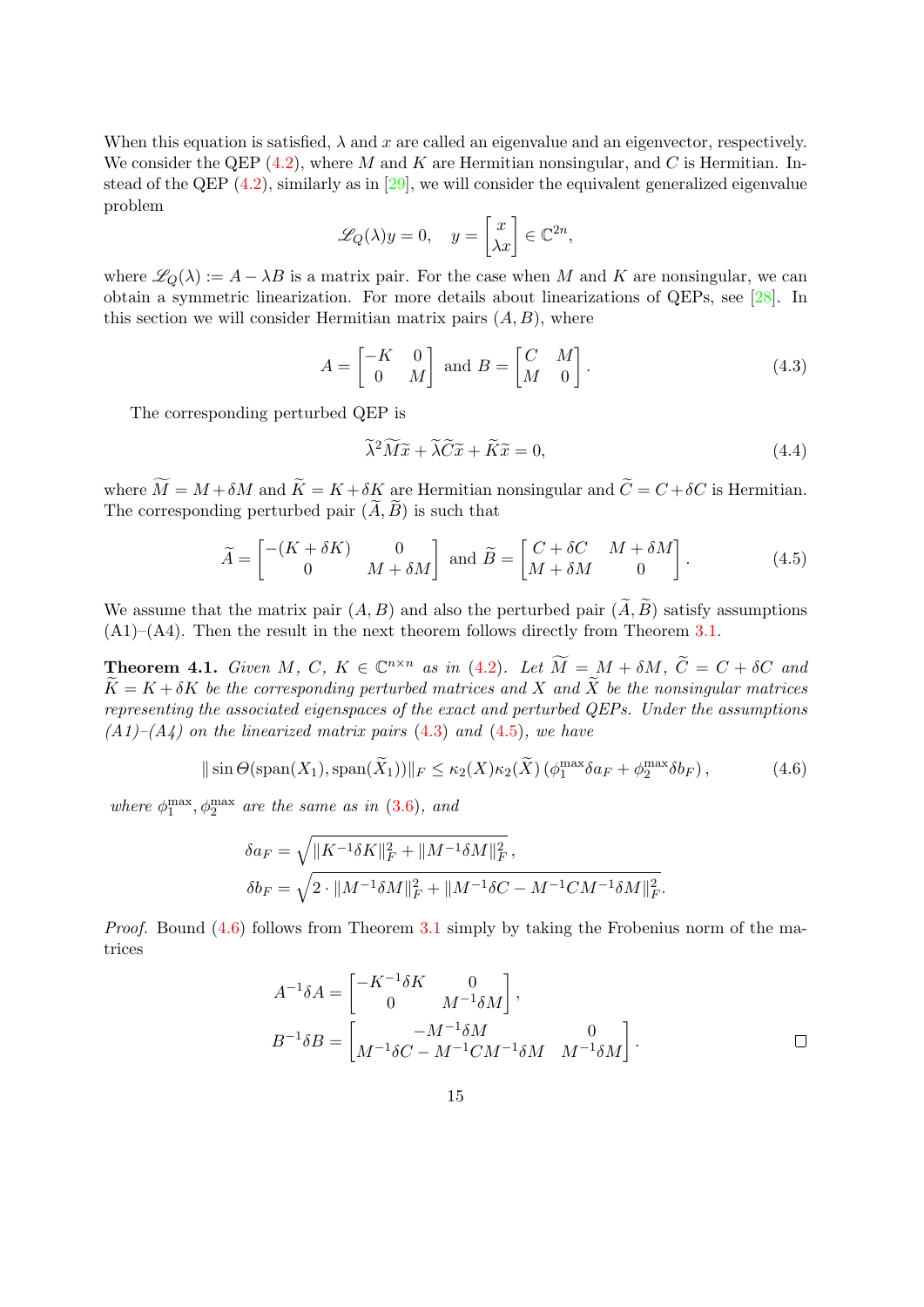When this equation is satisfied, $\lambda$ and $x$ are called an eigenvalue and an eigenvector, respectively. We consider the QEP (4.2), where $M$ and $K$ are Hermitian nonsingular, and $C$ is Hermitian. Instead of the QEP (4.2), similarly as in [29], we will consider the equivalent generalized eigenvalue problem

$$\mathscr{L}_Q(\lambda)y = 0, \quad y = \begin{bmatrix} x \\ \lambda x \end{bmatrix} \in \mathbb{C}^{2n},$$

where $\mathscr{L}_Q(\lambda) := A - \lambda B$ is a matrix pair. For the case when $M$ and $K$ are nonsingular, we can obtain a symmetric linearization. For more details about linearizations of QEPs, see [28]. In this section we will consider Hermitian matrix pairs $(A, B)$, where

$$A = \begin{bmatrix} -K & 0 \\ 0 & M \end{bmatrix} \text{ and } B = \begin{bmatrix} C & M \\ M & 0 \end{bmatrix}. \tag{4.3}$$

The corresponding perturbed QEP is

$$\widetilde{\lambda}^2 \widetilde{M}\widetilde{x} + \widetilde{\lambda}\widetilde{C}\widetilde{x} + \widetilde{K}\widetilde{x} = 0, \tag{4.4}$$

where $\widetilde{M} = M + \delta M$ and $\widetilde{K} = K + \delta K$ are Hermitian nonsingular and $\widetilde{C} = C + \delta C$ is Hermitian. The corresponding perturbed pair $(\widetilde{A}, \widetilde{B})$ is such that

$$\widetilde{A} = \begin{bmatrix} -(K + \delta K) & 0 \\ 0 & M + \delta M \end{bmatrix} \text{ and } \widetilde{B} = \begin{bmatrix} C + \delta C & M + \delta M \\ M + \delta M & 0 \end{bmatrix}. \tag{4.5}$$

We assume that the matrix pair $(A, B)$ and also the perturbed pair $(\widetilde{A}, \widetilde{B})$ satisfy assumptions (A1)–(A4). Then the result in the next theorem follows directly from Theorem 3.1.

**Theorem 4.1.** *Given $M$, $C$, $K \in \mathbb{C}^{n\times n}$ as in (4.2). Let $\widetilde{M} = M + \delta M$, $\widetilde{C} = C + \delta C$ and $\widetilde{K} = K + \delta K$ be the corresponding perturbed matrices and $X$ and $\widetilde{X}$ be the nonsingular matrices representing the associated eigenspaces of the exact and perturbed QEPs. Under the assumptions (A1)–(A4) on the linearized matrix pairs (4.3) and (4.5), we have*

$$\|\sin \Theta(\operatorname{span}(X_1), \operatorname{span}(\widetilde{X}_1))\|_F \leq \kappa_2(X)\kappa_2(\widetilde{X})\,(\phi_1^{\max}\delta a_F + \phi_2^{\max}\delta b_F)\,, \tag{4.6}$$

*where $\phi_1^{\max}, \phi_2^{\max}$ are the same as in (3.6), and*

$$\delta a_F = \sqrt{\|K^{-1}\delta K\|_F^2 + \|M^{-1}\delta M\|_F^2}\,,$$
$$\delta b_F = \sqrt{2 \cdot \|M^{-1}\delta M\|_F^2 + \|M^{-1}\delta C - M^{-1}CM^{-1}\delta M\|_F^2}.$$

*Proof.* Bound (4.6) follows from Theorem 3.1 simply by taking the Frobenius norm of the matrices

$$A^{-1}\delta A = \begin{bmatrix} -K^{-1}\delta K & 0 \\ 0 & M^{-1}\delta M \end{bmatrix},$$
$$B^{-1}\delta B = \begin{bmatrix} -M^{-1}\delta M & 0 \\ M^{-1}\delta C - M^{-1}CM^{-1}\delta M & M^{-1}\delta M \end{bmatrix}.$$

$\square$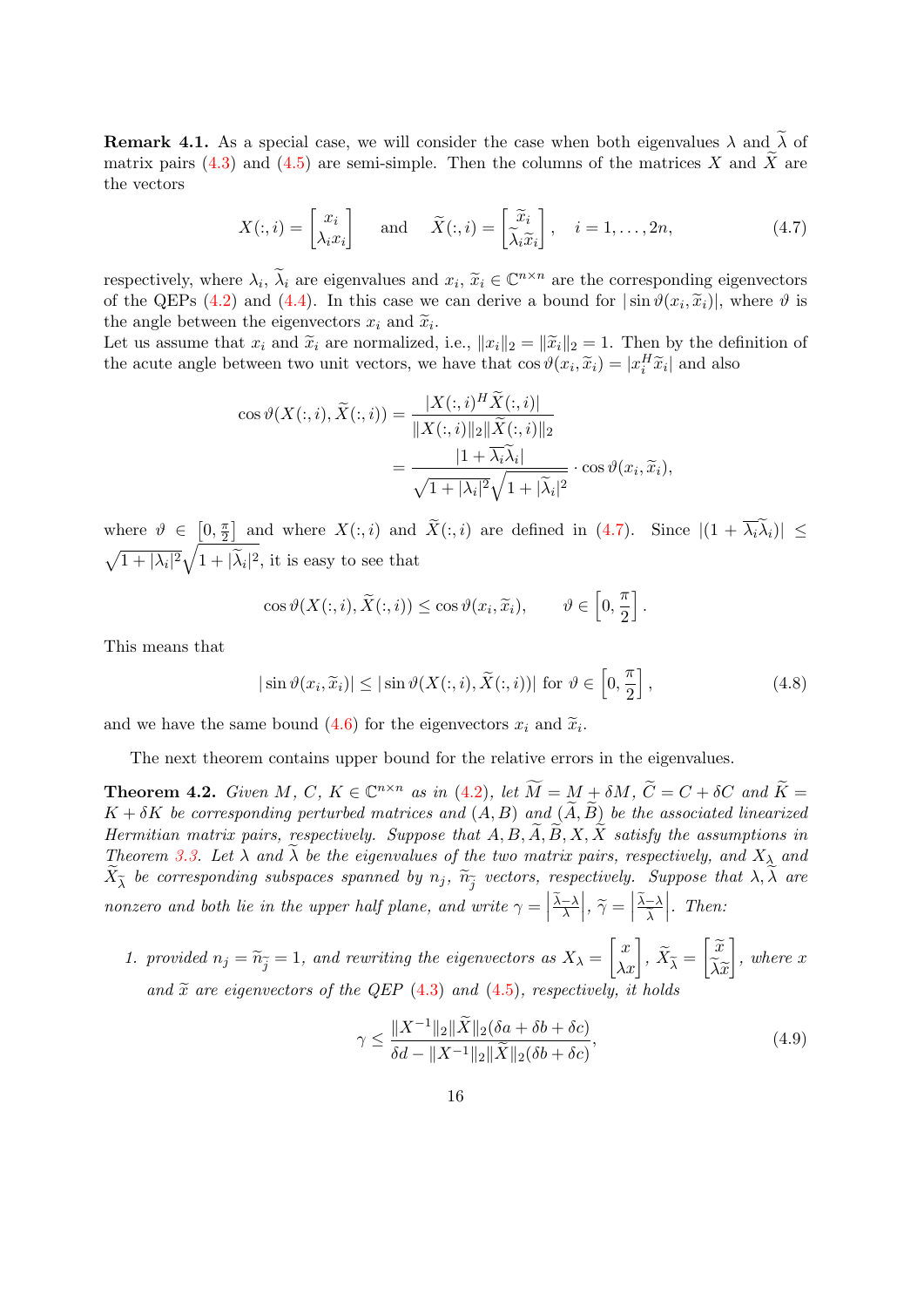**Remark 4.1.** As a special case, we will consider the case when both eigenvalues $\lambda$ and $\widetilde{\lambda}$ of matrix pairs (4.3) and (4.5) are semi-simple. Then the columns of the matrices $X$ and $\widetilde{X}$ are the vectors

$$X(:,i) = \begin{bmatrix} x_i \\ \lambda_i x_i \end{bmatrix} \quad \text{and} \quad \widetilde{X}(:,i) = \begin{bmatrix} \widetilde{x}_i \\ \widetilde{\lambda}_i \widetilde{x}_i \end{bmatrix}, \quad i = 1, \ldots, 2n, \tag{4.7}$$

respectively, where $\lambda_i$, $\widetilde{\lambda}_i$ are eigenvalues and $x_i$, $\widetilde{x}_i \in \mathbb{C}^{n\times n}$ are the corresponding eigenvectors of the QEPs (4.2) and (4.4). In this case we can derive a bound for $|\sin\vartheta(x_i, \widetilde{x}_i)|$, where $\vartheta$ is the angle between the eigenvectors $x_i$ and $\widetilde{x}_i$.
Let us assume that $x_i$ and $\widetilde{x}_i$ are normalized, i.e., $\|x_i\|_2 = \|\widetilde{x}_i\|_2 = 1$. Then by the definition of the acute angle between two unit vectors, we have that $\cos\vartheta(x_i, \widetilde{x}_i) = |x_i^H \widetilde{x}_i|$ and also

$$\begin{aligned}
\cos\vartheta(X(:,i), \widetilde{X}(:,i)) &= \frac{|X(:,i)^H \widetilde{X}(:,i)|}{\|X(:,i)\|_2 \|\widetilde{X}(:,i)\|_2} \\
&= \frac{|1 + \overline{\lambda_i}\widetilde{\lambda}_i|}{\sqrt{1+|\lambda_i|^2}\sqrt{1+|\widetilde{\lambda}_i|^2}} \cdot \cos\vartheta(x_i, \widetilde{x}_i),
\end{aligned}$$

where $\vartheta \in \left[0, \frac{\pi}{2}\right]$ and where $X(:,i)$ and $\widetilde{X}(:,i)$ are defined in (4.7). Since $|(1 + \overline{\lambda_i}\widetilde{\lambda}_i)| \leq \sqrt{1+|\lambda_i|^2}\sqrt{1+|\widetilde{\lambda}_i|^2}$, it is easy to see that

$$\cos\vartheta(X(:,i), \widetilde{X}(:,i)) \leq \cos\vartheta(x_i, \widetilde{x}_i), \qquad \vartheta \in \left[0, \frac{\pi}{2}\right].$$

This means that

$$|\sin\vartheta(x_i, \widetilde{x}_i)| \leq |\sin\vartheta(X(:,i), \widetilde{X}(:,i))| \text{ for } \vartheta \in \left[0, \frac{\pi}{2}\right], \tag{4.8}$$

and we have the same bound (4.6) for the eigenvectors $x_i$ and $\widetilde{x}_i$.

The next theorem contains upper bound for the relative errors in the eigenvalues.

**Theorem 4.2.** *Given $M$, $C$, $K \in \mathbb{C}^{n\times n}$ as in (4.2), let $\widetilde{M} = M + \delta M$, $\widetilde{C} = C + \delta C$ and $\widetilde{K} = K + \delta K$ be corresponding perturbed matrices and $(A, B)$ and $(\widetilde{A}, \widetilde{B})$ be the associated linearized Hermitian matrix pairs, respectively. Suppose that $A, B, \widetilde{A}, \widetilde{B}, X, \widetilde{X}$ satisfy the assumptions in Theorem 3.3. Let $\lambda$ and $\widetilde{\lambda}$ be the eigenvalues of the two matrix pairs, respectively, and $X_\lambda$ and $\widetilde{X}_{\widetilde{\lambda}}$ be corresponding subspaces spanned by $n_j$, $\widetilde{n}_{\widetilde{j}}$ vectors, respectively. Suppose that $\lambda, \widetilde{\lambda}$ are nonzero and both lie in the upper half plane, and write $\gamma = \left|\frac{\widetilde{\lambda}-\lambda}{\lambda}\right|$, $\widetilde{\gamma} = \left|\frac{\widetilde{\lambda}-\lambda}{\widetilde{\lambda}}\right|$. Then:*

1. *provided $n_j = \widetilde{n}_{\widetilde{j}} = 1$, and rewriting the eigenvectors as $X_\lambda = \begin{bmatrix} x \\ \lambda x \end{bmatrix}$, $\widetilde{X}_{\widetilde{\lambda}} = \begin{bmatrix} \widetilde{x} \\ \widetilde{\lambda}\widetilde{x} \end{bmatrix}$, where $x$ and $\widetilde{x}$ are eigenvectors of the QEP (4.3) and (4.5), respectively, it holds*

$$\gamma \leq \frac{\|X^{-1}\|_2 \|\widetilde{X}\|_2 (\delta a + \delta b + \delta c)}{\delta d - \|X^{-1}\|_2 \|\widetilde{X}\|_2 (\delta b + \delta c)}, \tag{4.9}$$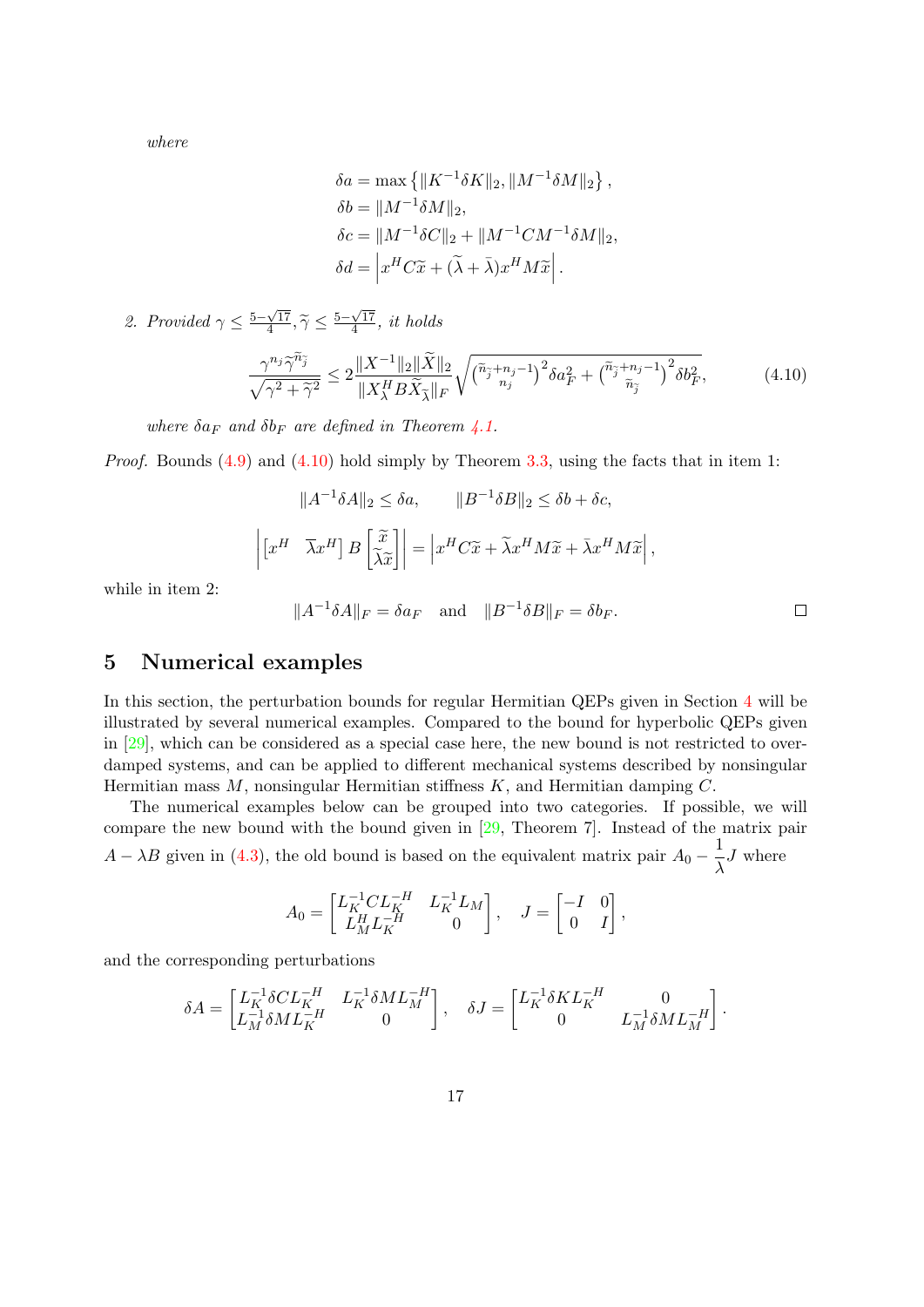*where*

$$
\begin{aligned}
\delta a &= \max\left\{\|K^{-1}\delta K\|_2, \|M^{-1}\delta M\|_2\right\},\\
\delta b &= \|M^{-1}\delta M\|_2,\\
\delta c &= \|M^{-1}\delta C\|_2 + \|M^{-1}CM^{-1}\delta M\|_2,\\
\delta d &= \left|x^H C\widetilde{x} + (\widetilde{\lambda} + \bar{\lambda})x^H M\widetilde{x}\right|.
\end{aligned}
$$

2. *Provided* $\gamma \le \frac{5-\sqrt{17}}{4}, \widetilde{\gamma} \le \frac{5-\sqrt{17}}{4}$, *it holds*

$$
\frac{\gamma^{n_j}\widetilde{\gamma}^{\widetilde{n}_{\widetilde{j}}}}{\sqrt{\gamma^2+\widetilde{\gamma}^2}} \le 2\frac{\|X^{-1}\|_2\|\widetilde{X}\|_2}{\|X_\lambda^H B\widetilde{X}_{\widetilde{\lambda}}\|_F}\sqrt{\binom{\widetilde{n}_{\widetilde{j}}+n_j-1}{n_j}^2\delta a_F^2 + \binom{\widetilde{n}_{\widetilde{j}}+n_j-1}{\widetilde{n}_{\widetilde{j}}}^2\delta b_F^2}, \tag{4.10}
$$

*where* $\delta a_F$ *and* $\delta b_F$ *are defined in Theorem 4.1.*

*Proof.* Bounds (4.9) and (4.10) hold simply by Theorem 3.3, using the facts that in item 1:

$$
\|A^{-1}\delta A\|_2 \le \delta a, \qquad \|B^{-1}\delta B\|_2 \le \delta b + \delta c,
$$

$$
\left|\begin{bmatrix} x^H & \overline{\lambda}x^H\end{bmatrix} B \begin{bmatrix}\widetilde{x}\\ \widetilde{\lambda}\widetilde{x}\end{bmatrix}\right| = \left|x^H C\widetilde{x} + \widetilde{\lambda}x^H M\widetilde{x} + \bar{\lambda}x^H M\widetilde{x}\right|,
$$

while in item 2:

$$
\|A^{-1}\delta A\|_F = \delta a_F \quad \text{and} \quad \|B^{-1}\delta B\|_F = \delta b_F.
$$

□

## 5 Numerical examples

In this section, the perturbation bounds for regular Hermitian QEPs given in Section 4 will be illustrated by several numerical examples. Compared to the bound for hyperbolic QEPs given in [29], which can be considered as a special case here, the new bound is not restricted to overdamped systems, and can be applied to different mechanical systems described by nonsingular Hermitian mass $M$, nonsingular Hermitian stiffness $K$, and Hermitian damping $C$.

The numerical examples below can be grouped into two categories. If possible, we will compare the new bound with the bound given in [29, Theorem 7]. Instead of the matrix pair $A - \lambda B$ given in (4.3), the old bound is based on the equivalent matrix pair $A_0 - \dfrac{1}{\lambda}J$ where

$$
A_0 = \begin{bmatrix} L_K^{-1}CL_K^{-H} & L_K^{-1}L_M\\ L_M^H L_K^{-H} & 0\end{bmatrix}, \quad J = \begin{bmatrix} -I & 0\\ 0 & I\end{bmatrix},
$$

and the corresponding perturbations

$$
\delta A = \begin{bmatrix} L_K^{-1}\delta CL_K^{-H} & L_K^{-1}\delta ML_M^{-H}\\ L_M^{-1}\delta ML_K^{-H} & 0\end{bmatrix}, \quad \delta J = \begin{bmatrix} L_K^{-1}\delta KL_K^{-H} & 0\\ 0 & L_M^{-1}\delta ML_M^{-H}\end{bmatrix}.
$$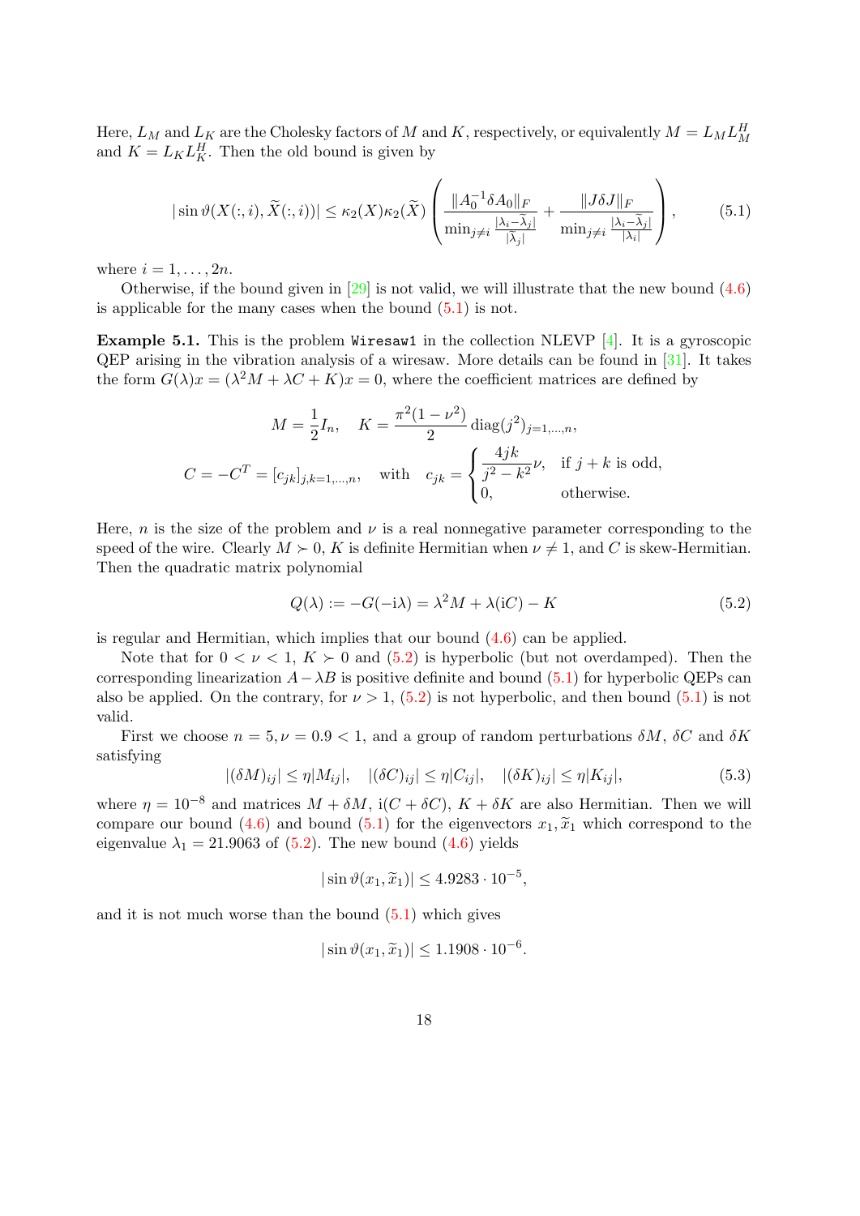Here, $L_M$ and $L_K$ are the Cholesky factors of $M$ and $K$, respectively, or equivalently $M = L_M L_M^H$ and $K = L_K L_K^H$. Then the old bound is given by

$$|\sin\vartheta(X(:,i),\widetilde{X}(:,i))| \leq \kappa_2(X)\kappa_2(\widetilde{X})\left(\frac{\|A_0^{-1}\delta A_0\|_F}{\min_{j\neq i}\frac{|\lambda_i-\widetilde{\lambda}_j|}{|\widetilde{\lambda}_j|}} + \frac{\|J\delta J\|_F}{\min_{j\neq i}\frac{|\lambda_i-\widetilde{\lambda}_j|}{|\lambda_i|}}\right), \tag{5.1}$$

where $i = 1,\ldots,2n$.

Otherwise, if the bound given in [29] is not valid, we will illustrate that the new bound (4.6) is applicable for the many cases when the bound (5.1) is not.

**Example 5.1.** This is the problem `Wiresaw1` in the collection NLEVP [4]. It is a gyroscopic QEP arising in the vibration analysis of a wiresaw. More details can be found in [31]. It takes the form $G(\lambda)x = (\lambda^2 M + \lambda C + K)x = 0$, where the coefficient matrices are defined by

$$M = \frac{1}{2}I_n, \quad K = \frac{\pi^2(1-\nu^2)}{2}\operatorname{diag}(j^2)_{j=1,\ldots,n},$$

$$C = -C^T = [c_{jk}]_{j,k=1,\ldots,n}, \quad \text{with} \quad c_{jk} = \begin{cases} \dfrac{4jk}{j^2-k^2}\nu, & \text{if } j+k \text{ is odd,} \\ 0, & \text{otherwise.} \end{cases}$$

Here, $n$ is the size of the problem and $\nu$ is a real nonnegative parameter corresponding to the speed of the wire. Clearly $M \succ 0$, $K$ is definite Hermitian when $\nu \neq 1$, and $C$ is skew-Hermitian. Then the quadratic matrix polynomial

$$Q(\lambda) := -G(-\mathrm{i}\lambda) = \lambda^2 M + \lambda(\mathrm{i}C) - K \tag{5.2}$$

is regular and Hermitian, which implies that our bound (4.6) can be applied.

Note that for $0 < \nu < 1$, $K \succ 0$ and (5.2) is hyperbolic (but not overdamped). Then the corresponding linearization $A - \lambda B$ is positive definite and bound (5.1) for hyperbolic QEPs can also be applied. On the contrary, for $\nu > 1$, (5.2) is not hyperbolic, and then bound (5.1) is not valid.

First we choose $n = 5, \nu = 0.9 < 1$, and a group of random perturbations $\delta M$, $\delta C$ and $\delta K$ satisfying

$$|(\delta M)_{ij}| \leq \eta|M_{ij}|, \quad |(\delta C)_{ij}| \leq \eta|C_{ij}|, \quad |(\delta K)_{ij}| \leq \eta|K_{ij}|, \tag{5.3}$$

where $\eta = 10^{-8}$ and matrices $M + \delta M$, $\mathrm{i}(C + \delta C)$, $K + \delta K$ are also Hermitian. Then we will compare our bound (4.6) and bound (5.1) for the eigenvectors $x_1, \widetilde{x}_1$ which correspond to the eigenvalue $\lambda_1 = 21.9063$ of (5.2). The new bound (4.6) yields

$$|\sin\vartheta(x_1,\widetilde{x}_1)| \leq 4.9283 \cdot 10^{-5},$$

and it is not much worse than the bound (5.1) which gives

$$|\sin\vartheta(x_1,\widetilde{x}_1)| \leq 1.1908 \cdot 10^{-6}.$$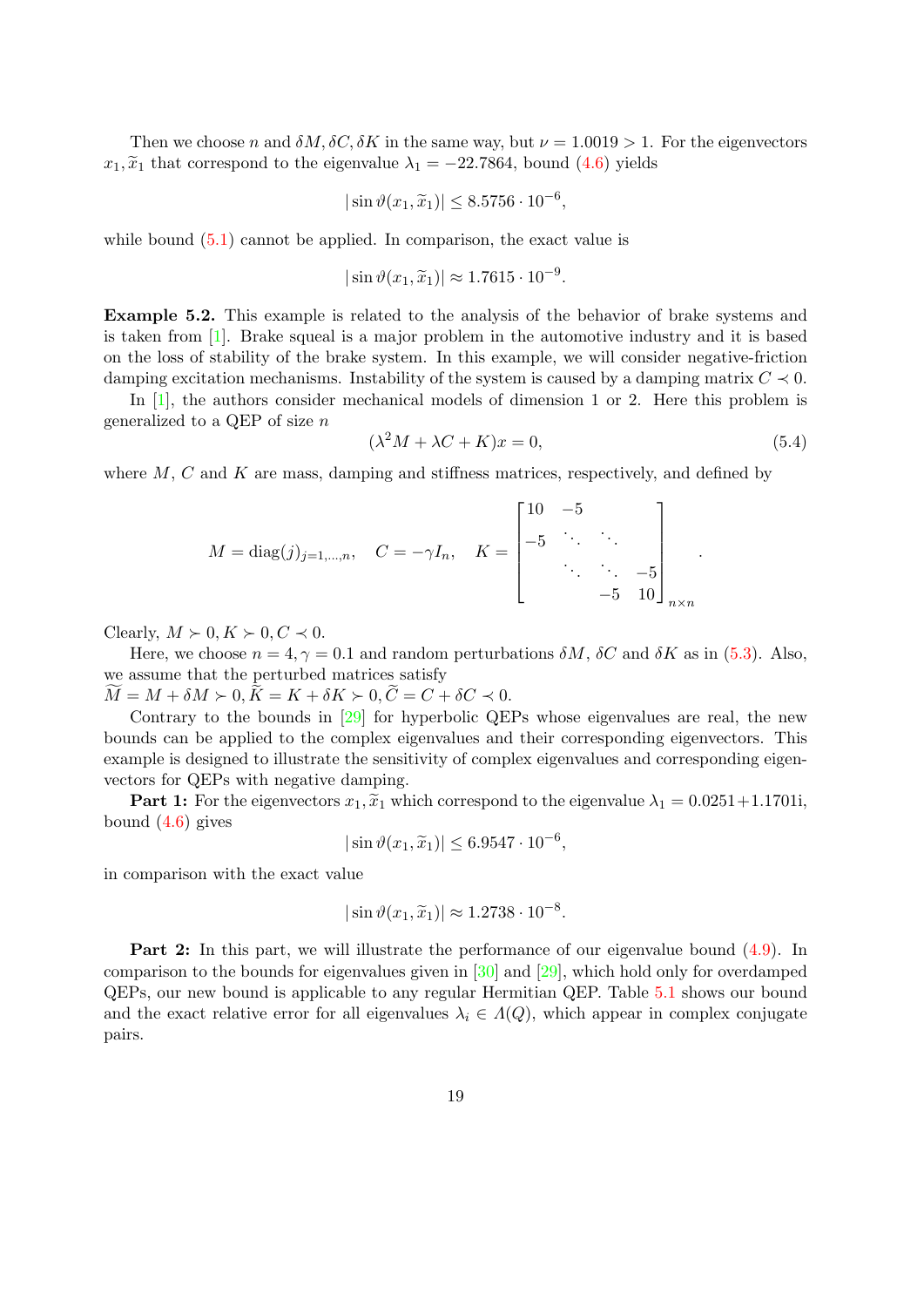Then we choose $n$ and $\delta M, \delta C, \delta K$ in the same way, but $\nu = 1.0019 > 1$. For the eigenvectors $x_1, \widetilde{x}_1$ that correspond to the eigenvalue $\lambda_1 = -22.7864$, bound (4.6) yields

$$|\sin\vartheta(x_1, \widetilde{x}_1)| \leq 8.5756 \cdot 10^{-6},$$

while bound (5.1) cannot be applied. In comparison, the exact value is

$$|\sin\vartheta(x_1, \widetilde{x}_1)| \approx 1.7615 \cdot 10^{-9}.$$

**Example 5.2.** This example is related to the analysis of the behavior of brake systems and is taken from [1]. Brake squeal is a major problem in the automotive industry and it is based on the loss of stability of the brake system. In this example, we will consider negative-friction damping excitation mechanisms. Instability of the system is caused by a damping matrix $C \prec 0$.

In [1], the authors consider mechanical models of dimension 1 or 2. Here this problem is generalized to a QEP of size $n$

$$(\lambda^2 M + \lambda C + K)x = 0, \tag{5.4}$$

where $M$, $C$ and $K$ are mass, damping and stiffness matrices, respectively, and defined by

$$M = \operatorname{diag}(j)_{j=1,\ldots,n}, \quad C = -\gamma I_n, \quad K = \begin{bmatrix} 10 & -5 & & \\ -5 & \ddots & \ddots & \\ & \ddots & \ddots & -5 \\ & & -5 & 10 \end{bmatrix}_{n\times n}.$$

Clearly, $M \succ 0, K \succ 0, C \prec 0$.

Here, we choose $n = 4, \gamma = 0.1$ and random perturbations $\delta M$, $\delta C$ and $\delta K$ as in (5.3). Also, we assume that the perturbed matrices satisfy
$\widetilde{M} = M + \delta M \succ 0, \widetilde{K} = K + \delta K \succ 0, \widetilde{C} = C + \delta C \prec 0.$

Contrary to the bounds in [29] for hyperbolic QEPs whose eigenvalues are real, the new bounds can be applied to the complex eigenvalues and their corresponding eigenvectors. This example is designed to illustrate the sensitivity of complex eigenvalues and corresponding eigenvectors for QEPs with negative damping.

**Part 1:** For the eigenvectors $x_1, \widetilde{x}_1$ which correspond to the eigenvalue $\lambda_1 = 0.0251+1.1701\mathrm{i}$, bound (4.6) gives

$$|\sin\vartheta(x_1, \widetilde{x}_1)| \leq 6.9547 \cdot 10^{-6},$$

in comparison with the exact value

$$|\sin\vartheta(x_1, \widetilde{x}_1)| \approx 1.2738 \cdot 10^{-8}.$$

**Part 2:** In this part, we will illustrate the performance of our eigenvalue bound (4.9). In comparison to the bounds for eigenvalues given in [30] and [29], which hold only for overdamped QEPs, our new bound is applicable to any regular Hermitian QEP. Table 5.1 shows our bound and the exact relative error for all eigenvalues $\lambda_i \in \Lambda(Q)$, which appear in complex conjugate pairs.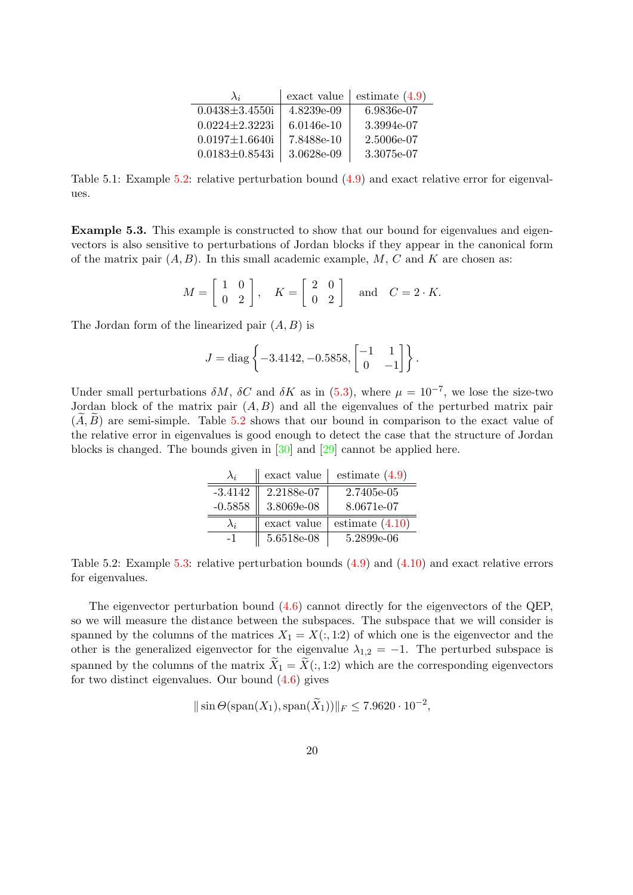| $\lambda_i$ | exact value | estimate (4.9) |
|---|---|---|
| 0.0438±3.4550i | 4.8239e-09 | 6.9836e-07 |
| 0.0224±2.3223i | 6.0146e-10 | 3.3994e-07 |
| 0.0197±1.6640i | 7.8488e-10 | 2.5006e-07 |
| 0.0183±0.8543i | 3.0628e-09 | 3.3075e-07 |

Table 5.1: Example 5.2: relative perturbation bound (4.9) and exact relative error for eigenvalues.

**Example 5.3.** This example is constructed to show that our bound for eigenvalues and eigenvectors is also sensitive to perturbations of Jordan blocks if they appear in the canonical form of the matrix pair $(A, B)$. In this small academic example, $M$, $C$ and $K$ are chosen as:

$$M = \begin{bmatrix} 1 & 0 \\ 0 & 2 \end{bmatrix}, \quad K = \begin{bmatrix} 2 & 0 \\ 0 & 2 \end{bmatrix} \quad \text{and} \quad C = 2 \cdot K.$$

The Jordan form of the linearized pair $(A, B)$ is

$$J = \operatorname{diag}\left\{ -3.4142, -0.5858, \begin{bmatrix} -1 & 1 \\ 0 & -1 \end{bmatrix} \right\}.$$

Under small perturbations $\delta M$, $\delta C$ and $\delta K$ as in (5.3), where $\mu = 10^{-7}$, we lose the size-two Jordan block of the matrix pair $(A, B)$ and all the eigenvalues of the perturbed matrix pair $(\widetilde{A}, \widetilde{B})$ are semi-simple. Table 5.2 shows that our bound in comparison to the exact value of the relative error in eigenvalues is good enough to detect the case that the structure of Jordan blocks is changed. The bounds given in [30] and [29] cannot be applied here.

| $\lambda_i$ | exact value | estimate (4.9) |
|---|---|---|
| -3.4142 | 2.2188e-07 | 2.7405e-05 |
| -0.5858 | 3.8069e-08 | 8.0671e-07 |
| $\lambda_i$ | exact value | estimate (4.10) |
| -1 | 5.6518e-08 | 5.2899e-06 |

Table 5.2: Example 5.3: relative perturbation bounds (4.9) and (4.10) and exact relative errors for eigenvalues.

The eigenvector perturbation bound (4.6) cannot directly for the eigenvectors of the QEP, so we will measure the distance between the subspaces. The subspace that we will consider is spanned by the columns of the matrices $X_1 = X(:, 1{:}2)$ of which one is the eigenvector and the other is the generalized eigenvector for the eigenvalue $\lambda_{1,2} = -1$. The perturbed subspace is spanned by the columns of the matrix $\widetilde{X}_1 = \widetilde{X}(:, 1{:}2)$ which are the corresponding eigenvectors for two distinct eigenvalues. Our bound (4.6) gives

$$\| \sin \Theta(\operatorname{span}(X_1), \operatorname{span}(\widetilde{X}_1)) \|_F \leq 7.9620 \cdot 10^{-2},$$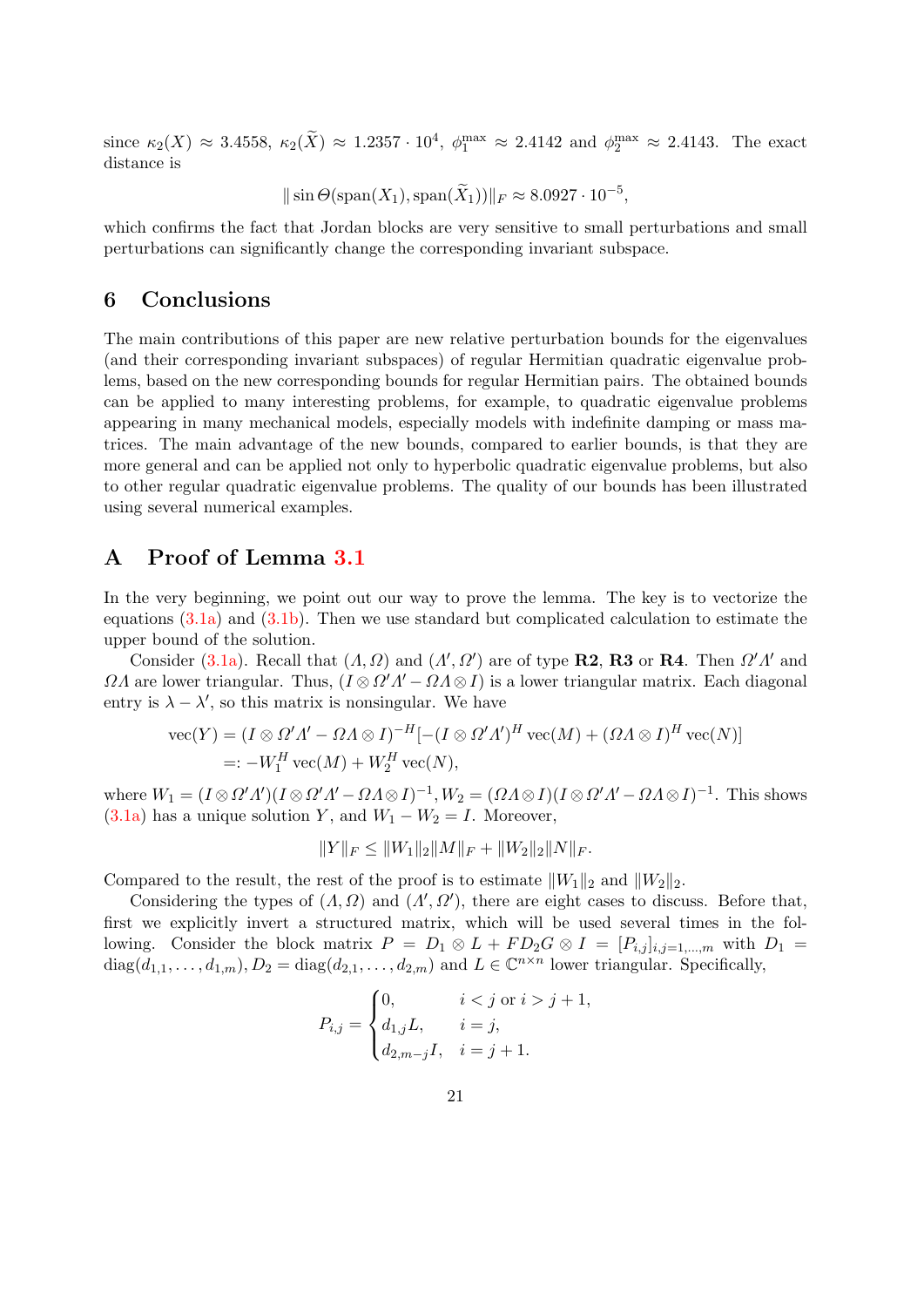since $\kappa_2(X) \approx 3.4558$, $\kappa_2(\widetilde{X}) \approx 1.2357 \cdot 10^4$, $\phi_1^{\max} \approx 2.4142$ and $\phi_2^{\max} \approx 2.4143$. The exact distance is

$$\|\sin \Theta(\operatorname{span}(X_1), \operatorname{span}(\widetilde{X}_1))\|_F \approx 8.0927 \cdot 10^{-5},$$

which confirms the fact that Jordan blocks are very sensitive to small perturbations and small perturbations can significantly change the corresponding invariant subspace.

## 6 Conclusions

The main contributions of this paper are new relative perturbation bounds for the eigenvalues (and their corresponding invariant subspaces) of regular Hermitian quadratic eigenvalue problems, based on the new corresponding bounds for regular Hermitian pairs. The obtained bounds can be applied to many interesting problems, for example, to quadratic eigenvalue problems appearing in many mechanical models, especially models with indefinite damping or mass matrices. The main advantage of the new bounds, compared to earlier bounds, is that they are more general and can be applied not only to hyperbolic quadratic eigenvalue problems, but also to other regular quadratic eigenvalue problems. The quality of our bounds has been illustrated using several numerical examples.

## A Proof of Lemma 3.1

In the very beginning, we point out our way to prove the lemma. The key is to vectorize the equations (3.1a) and (3.1b). Then we use standard but complicated calculation to estimate the upper bound of the solution.

Consider (3.1a). Recall that $(\varLambda, \varOmega)$ and $(\varLambda', \varOmega')$ are of type **R2**, **R3** or **R4**. Then $\varOmega'\varLambda'$ and $\varOmega\varLambda$ are lower triangular. Thus, $(I \otimes \varOmega'\varLambda' - \varOmega\varLambda \otimes I)$ is a lower triangular matrix. Each diagonal entry is $\lambda - \lambda'$, so this matrix is nonsingular. We have

$$\begin{aligned}
\operatorname{vec}(Y) &= (I \otimes \varOmega'\varLambda' - \varOmega\varLambda \otimes I)^{-H}[-(I \otimes \varOmega'\varLambda')^H \operatorname{vec}(M) + (\varOmega\varLambda \otimes I)^H \operatorname{vec}(N)] \\
&=: -W_1^H \operatorname{vec}(M) + W_2^H \operatorname{vec}(N),
\end{aligned}$$

where $W_1 = (I \otimes \varOmega'\varLambda')(I \otimes \varOmega'\varLambda' - \varOmega\varLambda \otimes I)^{-1}, W_2 = (\varOmega\varLambda \otimes I)(I \otimes \varOmega'\varLambda' - \varOmega\varLambda \otimes I)^{-1}$. This shows (3.1a) has a unique solution $Y$, and $W_1 - W_2 = I$. Moreover,

$$\|Y\|_F \leq \|W_1\|_2 \|M\|_F + \|W_2\|_2 \|N\|_F.$$

Compared to the result, the rest of the proof is to estimate $\|W_1\|_2$ and $\|W_2\|_2$.

Considering the types of $(\varLambda, \varOmega)$ and $(\varLambda', \varOmega')$, there are eight cases to discuss. Before that, first we explicitly invert a structured matrix, which will be used several times in the following. Consider the block matrix $P = D_1 \otimes L + FD_2G \otimes I = [P_{i,j}]_{i,j=1,\ldots,m}$ with $D_1 = \operatorname{diag}(d_{1,1}, \ldots, d_{1,m}), D_2 = \operatorname{diag}(d_{2,1}, \ldots, d_{2,m})$ and $L \in \mathbb{C}^{n\times n}$ lower triangular. Specifically,

$$P_{i,j} = \begin{cases} 0, & i < j \text{ or } i > j+1, \\ d_{1,j}L, & i = j, \\ d_{2,m-j}I, & i = j+1. \end{cases}$$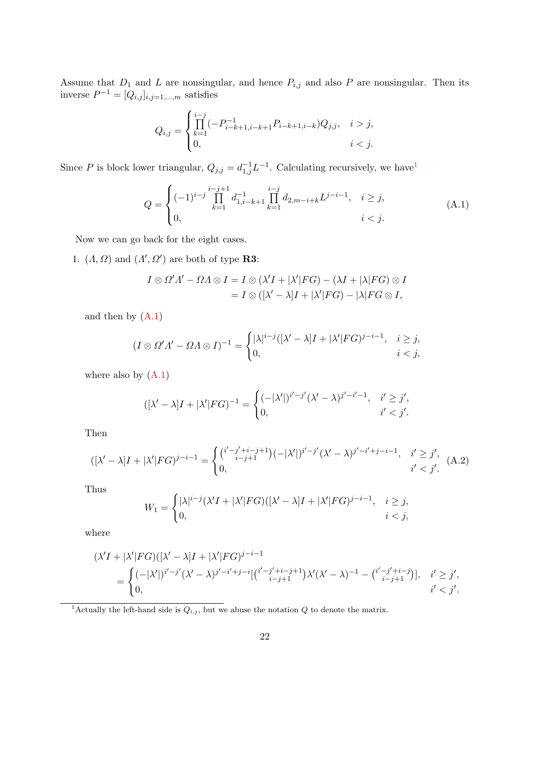Assume that $D_1$ and $L$ are nonsingular, and hence $P_{i,j}$ and also $P$ are nonsingular. Then its inverse $P^{-1} = [Q_{i,j}]_{i,j=1,\dots,m}$ satisfies

$$Q_{i,j} = \begin{cases} \prod_{k=1}^{i-j} (-P_{i-k+1,i-k+1}^{-1} P_{i-k+1,i-k}) Q_{j,j}, & i > j, \\ 0, & i < j. \end{cases}$$

Since $P$ is block lower triangular, $Q_{j,j} = d_{1,j}^{-1} L^{-1}$. Calculating recursively, we have[1]

$$Q = \begin{cases} (-1)^{i-j} \prod_{k=1}^{i-j+1} d_{1,i-k+1}^{-1} \prod_{k=1}^{i-j} d_{2,m-i+k} L^{j-i-1}, & i \geq j, \\ 0, & i < j. \end{cases} \tag{A.1}$$

Now we can go back for the eight cases.

1. $(\Lambda, \Omega)$ and $(\Lambda', \Omega')$ are both of type **R3**:

$$\begin{aligned} I \otimes \Omega' \Lambda' - \Omega \Lambda \otimes I &= I \otimes (\lambda' I + |\lambda'| FG) - (\lambda I + |\lambda| FG) \otimes I \\ &= I \otimes ([\lambda' - \lambda] I + |\lambda'| FG) - |\lambda| FG \otimes I, \end{aligned}$$

and then by (A.1)

$$(I \otimes \Omega' \Lambda' - \Omega \Lambda \otimes I)^{-1} = \begin{cases} |\lambda|^{i-j} ([\lambda' - \lambda] I + |\lambda'| FG)^{j-i-1}, & i \geq j, \\ 0, & i < j, \end{cases}$$

where also by (A.1)

$$([\lambda' - \lambda] I + |\lambda'| FG)^{-1} = \begin{cases} (-|\lambda'|)^{i'-j'} (\lambda' - \lambda)^{j'-i'-1}, & i' \geq j', \\ 0, & i' < j'. \end{cases}$$

Then

$$([\lambda' - \lambda] I + |\lambda'| FG)^{j-i-1} = \begin{cases} \binom{i'-j'+i-j+1}{i-j+1} (-|\lambda'|)^{i'-j'} (\lambda' - \lambda)^{j'-i'+j-i-1}, & i' \geq j', \\ 0, & i' < j'. \end{cases} \tag{A.2}$$

Thus

$$W_1 = \begin{cases} |\lambda|^{i-j} (\lambda' I + |\lambda'| FG)([\lambda' - \lambda] I + |\lambda'| FG)^{j-i-1}, & i \geq j, \\ 0, & i < j, \end{cases}$$

where

$$\begin{aligned} &(\lambda' I + |\lambda'| FG)([\lambda' - \lambda] I + |\lambda'| FG)^{j-i-1} \\ &\quad = \begin{cases} (-|\lambda'|)^{i'-j'} (\lambda' - \lambda)^{j'-i'+j-i} [\binom{i'-j'+i-j+1}{i-j+1} \lambda' (\lambda' - \lambda)^{-1} - \binom{i'-j'+i-j}{i-j+1}], & i' \geq j', \\ 0, & i' < j'. \end{cases} \end{aligned}$$

[1] Actually the left-hand side is $Q_{i,j}$, but we abuse the notation $Q$ to denote the matrix.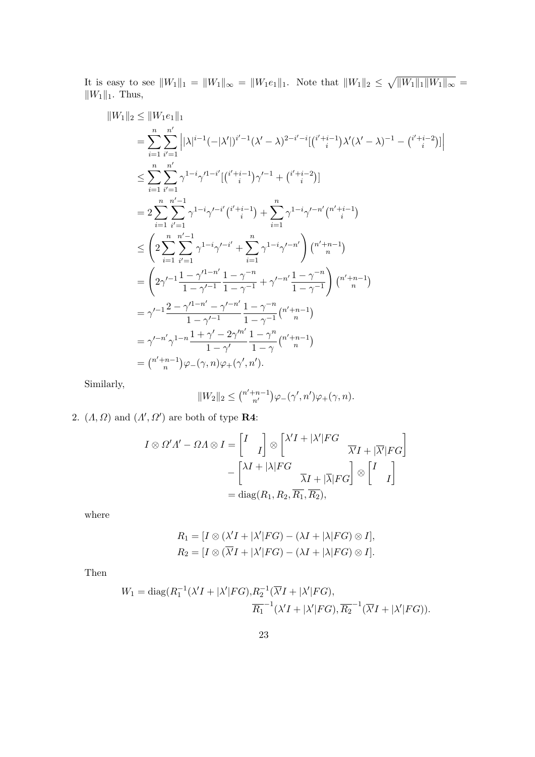It is easy to see $\|W_1\|_1 = \|W_1\|_\infty = \|W_1 e_1\|_1$. Note that $\|W_1\|_2 \le \sqrt{\|W_1\|_1 \|W_1\|_\infty} = \|W_1\|_1$. Thus,

$$
\begin{aligned}
\|W_1\|_2 &\le \|W_1 e_1\|_1 \\
&= \sum_{i=1}^{n} \sum_{i'=1}^{n'} \left| |\lambda|^{i-1} (-|\lambda'|)^{i'-1} (\lambda' - \lambda)^{2-i'-i} [\tbinom{i'+i-1}{i} \lambda' (\lambda' - \lambda)^{-1} - \tbinom{i'+i-2}{i}] \right| \\
&\le \sum_{i=1}^{n} \sum_{i'=1}^{n'} \gamma^{1-i} \gamma'^{1-i'} [\tbinom{i'+i-1}{i} \gamma'^{-1} + \tbinom{i'+i-2}{i}] \\
&= 2 \sum_{i=1}^{n} \sum_{i'=1}^{n'-1} \gamma^{1-i} \gamma'^{-i'} \tbinom{i'+i-1}{i} + \sum_{i=1}^{n} \gamma^{1-i} \gamma'^{-n'} \tbinom{n'+i-1}{i} \\
&\le \left( 2 \sum_{i=1}^{n} \sum_{i'=1}^{n'-1} \gamma^{1-i} \gamma'^{-i'} + \sum_{i=1}^{n} \gamma^{1-i} \gamma'^{-n'} \right) \tbinom{n'+n-1}{n} \\
&= \left( 2\gamma'^{-1} \frac{1 - \gamma'^{1-n'}}{1 - \gamma'^{-1}} \frac{1 - \gamma^{-n}}{1 - \gamma^{-1}} + \gamma'^{-n'} \frac{1 - \gamma^{-n}}{1 - \gamma^{-1}} \right) \tbinom{n'+n-1}{n} \\
&= \gamma'^{-1} \frac{2 - \gamma'^{1-n'} - \gamma'^{-n'}}{1 - \gamma'^{-1}} \frac{1 - \gamma^{-n}}{1 - \gamma^{-1}} \tbinom{n'+n-1}{n} \\
&= \gamma'^{-n'} \gamma^{1-n} \frac{1 + \gamma' - 2\gamma'^{n'}}{1 - \gamma'} \frac{1 - \gamma^{n}}{1 - \gamma} \tbinom{n'+n-1}{n} \\
&= \tbinom{n'+n-1}{n} \varphi_-(\gamma, n) \varphi_+(\gamma', n').
\end{aligned}
$$

Similarly,

$$
\|W_2\|_2 \le \tbinom{n'+n-1}{n'} \varphi_-(\gamma', n') \varphi_+(\gamma, n).
$$

2. $(\Lambda, \Omega)$ and $(\Lambda', \Omega')$ are both of type **R4**:

$$
\begin{aligned}
I \otimes \Omega' \Lambda' - \Omega \Lambda \otimes I &= \begin{bmatrix} I & \\ & I \end{bmatrix} \otimes \begin{bmatrix} \lambda' I + |\lambda'| FG & \\ & \overline{\lambda'} I + |\overline{\lambda'}| FG \end{bmatrix} \\
&\quad - \begin{bmatrix} \lambda I + |\lambda| FG & \\ & \overline{\lambda} I + |\overline{\lambda}| FG \end{bmatrix} \otimes \begin{bmatrix} I & \\ & I \end{bmatrix} \\
&= \operatorname{diag}(R_1, R_2, \overline{R_1}, \overline{R_2}),
\end{aligned}
$$

where

$$
\begin{aligned}
R_1 &= [I \otimes (\lambda' I + |\lambda'| FG) - (\lambda I + |\lambda| FG) \otimes I], \\
R_2 &= [I \otimes (\overline{\lambda'} I + |\lambda'| FG) - (\lambda I + |\lambda| FG) \otimes I].
\end{aligned}
$$

Then

$$
\begin{aligned}
W_1 = \operatorname{diag}(&R_1^{-1} (\lambda' I + |\lambda'| FG), R_2^{-1} (\overline{\lambda'} I + |\lambda'| FG), \\
&\overline{R_1}^{-1} (\lambda' I + |\lambda'| FG), \overline{R_2}^{-1} (\overline{\lambda'} I + |\lambda'| FG)).
\end{aligned}
$$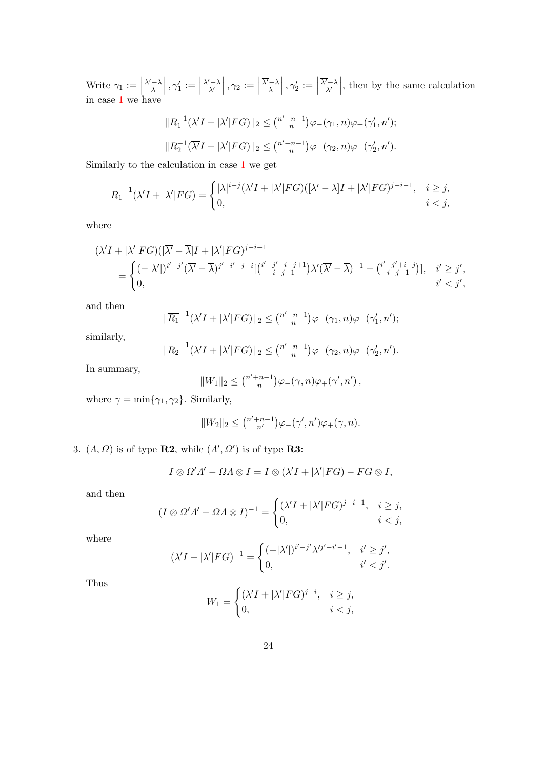Write $\gamma_1 := \left|\frac{\lambda'-\lambda}{\lambda}\right|, \gamma_1' := \left|\frac{\lambda'-\lambda}{\lambda'}\right|, \gamma_2 := \left|\frac{\overline{\lambda'}-\lambda}{\lambda}\right|, \gamma_2' := \left|\frac{\overline{\lambda'}-\lambda}{\lambda'}\right|$, then by the same calculation in case 1 we have

$$\|R_1^{-1}(\lambda' I + |\lambda'|FG)\|_2 \le \tbinom{n'+n-1}{n}\varphi_-(\gamma_1, n)\varphi_+(\gamma_1', n');$$

$$\|R_2^{-1}(\overline{\lambda'} I + |\lambda'|FG)\|_2 \le \tbinom{n'+n-1}{n}\varphi_-(\gamma_2, n)\varphi_+(\gamma_2', n').$$

Similarly to the calculation in case 1 we get

$$\overline{R_1}^{-1}(\lambda' I + |\lambda'|FG) = \begin{cases} |\lambda|^{i-j}(\lambda' I + |\lambda'|FG)([\overline{\lambda'} - \overline{\lambda}]I + |\lambda'|FG)^{j-i-1}, & i \ge j, \\ 0, & i < j, \end{cases}$$

where

$$\begin{aligned}(\lambda' I + |\lambda'|FG)&([\overline{\lambda'} - \overline{\lambda}]I + |\lambda'|FG)^{j-i-1} \\ &= \begin{cases} (-|\lambda'|)^{i'-j'}(\overline{\lambda'} - \overline{\lambda})^{j'-i'+j-i}[\binom{i'-j'+i-j+1}{i-j+1}\lambda'(\overline{\lambda'} - \overline{\lambda})^{-1} - \binom{i'-j'+i-j}{i-j+1}], & i' \ge j', \\ 0, & i' < j', \end{cases}\end{aligned}$$

and then

$$\|\overline{R_1}^{-1}(\lambda' I + |\lambda'|FG)\|_2 \le \tbinom{n'+n-1}{n}\varphi_-(\gamma_1, n)\varphi_+(\gamma_1', n');$$

similarly,

$$\|\overline{R_2}^{-1}(\overline{\lambda'} I + |\lambda'|FG)\|_2 \le \tbinom{n'+n-1}{n}\varphi_-(\gamma_2, n)\varphi_+(\gamma_2', n').$$

In summary,

$$\|W_1\|_2 \le \tbinom{n'+n-1}{n}\varphi_-(\gamma, n)\varphi_+(\gamma', n'),$$

where $\gamma = \min\{\gamma_1, \gamma_2\}$. Similarly,

$$\|W_2\|_2 \le \tbinom{n'+n-1}{n'}\varphi_-(\gamma', n')\varphi_+(\gamma, n).$$

3. $(\Lambda, \Omega)$ is of type **R2**, while $(\Lambda', \Omega')$ is of type **R3**:

$$I \otimes \Omega'\Lambda' - \Omega\Lambda \otimes I = I \otimes (\lambda' I + |\lambda'|FG) - FG \otimes I,$$

and then

$$(I \otimes \Omega'\Lambda' - \Omega\Lambda \otimes I)^{-1} = \begin{cases} (\lambda' I + |\lambda'|FG)^{j-i-1}, & i \ge j, \\ 0, & i < j, \end{cases}$$

where

$$(\lambda' I + |\lambda'|FG)^{-1} = \begin{cases} (-|\lambda'|)^{i'-j'}\lambda'^{j'-i'-1}, & i' \ge j', \\ 0, & i' < j'. \end{cases}$$

Thus

$$W_1 = \begin{cases} (\lambda' I + |\lambda'|FG)^{j-i}, & i \ge j, \\ 0, & i < j, \end{cases}$$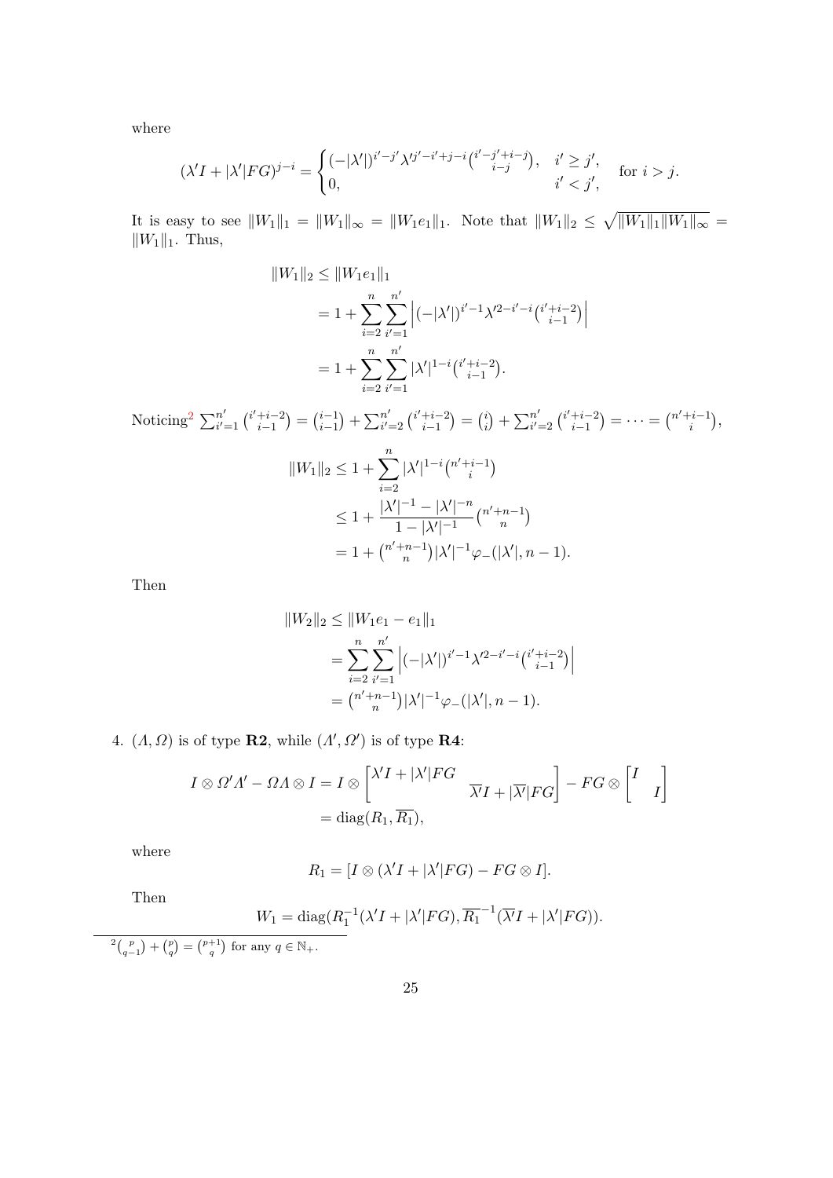where

$$(\lambda' I + |\lambda'| FG)^{j-i} = \begin{cases} (-|\lambda'|)^{i'-j'} \lambda'^{j'-i'+j-i} \binom{i'-j'+i-j}{i-j}, & i' \geq j', \\ 0, & i' < j', \end{cases} \quad \text{for } i > j.$$

It is easy to see $\|W_1\|_1 = \|W_1\|_\infty = \|W_1 e_1\|_1$. Note that $\|W_1\|_2 \leq \sqrt{\|W_1\|_1 \|W_1\|_\infty} = \|W_1\|_1$. Thus,

$$\begin{aligned}
\|W_1\|_2 &\leq \|W_1 e_1\|_1 \\
&= 1 + \sum_{i=2}^{n} \sum_{i'=1}^{n'} \left| (-|\lambda'|)^{i'-1} \lambda'^{2-i'-i} \binom{i'+i-2}{i-1} \right| \\
&= 1 + \sum_{i=2}^{n} \sum_{i'=1}^{n'} |\lambda'|^{1-i} \binom{i'+i-2}{i-1}.
\end{aligned}$$

Noticing[2] $\sum_{i'=1}^{n'} \binom{i'+i-2}{i-1} = \binom{i-1}{i-1} + \sum_{i'=2}^{n'} \binom{i'+i-2}{i-1} = \binom{i}{i} + \sum_{i'=2}^{n'} \binom{i'+i-2}{i-1} = \cdots = \binom{n'+i-1}{i}$,

$$\begin{aligned}
\|W_1\|_2 &\leq 1 + \sum_{i=2}^{n} |\lambda'|^{1-i} \binom{n'+i-1}{i} \\
&\leq 1 + \frac{|\lambda'|^{-1} - |\lambda'|^{-n}}{1 - |\lambda'|^{-1}} \binom{n'+n-1}{n} \\
&= 1 + \binom{n'+n-1}{n} |\lambda'|^{-1} \varphi_-(|\lambda'|, n-1).
\end{aligned}$$

Then

$$\begin{aligned}
\|W_2\|_2 &\leq \|W_1 e_1 - e_1\|_1 \\
&= \sum_{i=2}^{n} \sum_{i'=1}^{n'} \left| (-|\lambda'|)^{i'-1} \lambda'^{2-i'-i} \binom{i'+i-2}{i-1} \right| \\
&= \binom{n'+n-1}{n} |\lambda'|^{-1} \varphi_-(|\lambda'|, n-1).
\end{aligned}$$

4. $(\Lambda, \Omega)$ is of type **R2**, while $(\Lambda', \Omega')$ is of type **R4**:

$$\begin{aligned}
I \otimes \Omega' \Lambda' - \Omega \Lambda \otimes I &= I \otimes \begin{bmatrix} \lambda' I + |\lambda'| FG & \\ & \overline{\lambda'} I + |\overline{\lambda'}| FG \end{bmatrix} - FG \otimes \begin{bmatrix} I & \\ & I \end{bmatrix} \\
&= \operatorname{diag}(R_1, \overline{R_1}),
\end{aligned}$$

where

$$R_1 = [I \otimes (\lambda' I + |\lambda'| FG) - FG \otimes I].$$

Then

$$W_1 = \operatorname{diag}(R_1^{-1}(\lambda' I + |\lambda'| FG), \overline{R_1}^{-1}(\overline{\lambda'} I + |\lambda'| FG)).$$

[2] $\binom{p}{q-1} + \binom{p}{q} = \binom{p+1}{q}$ for any $q \in \mathbb{N}_+$.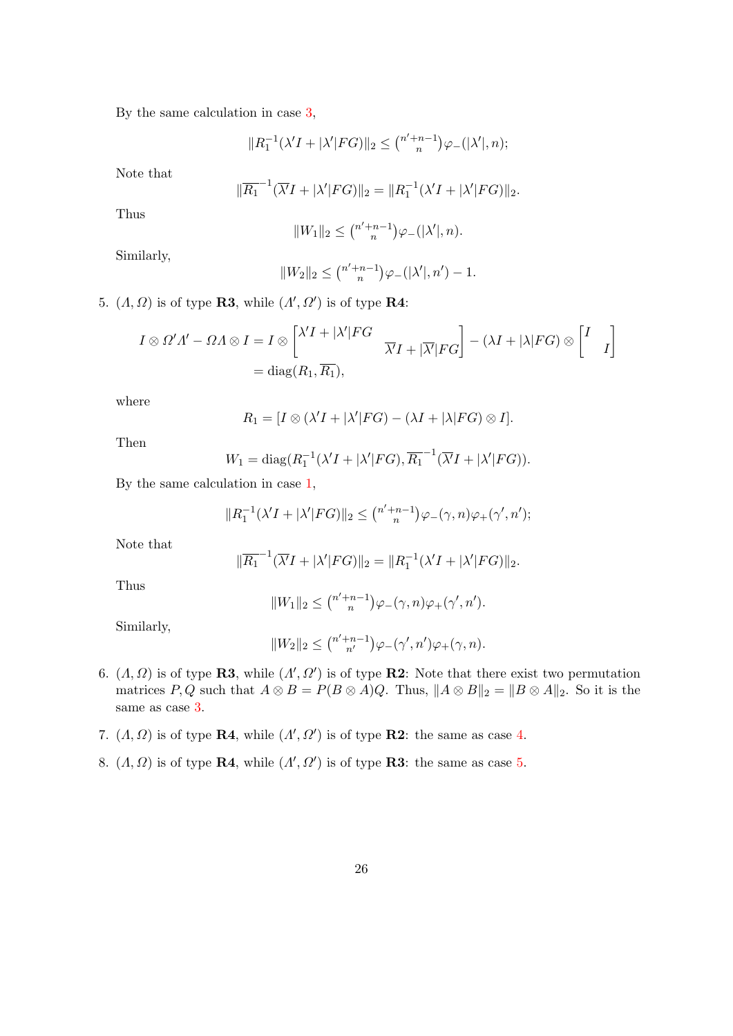By the same calculation in case 3,

$$\|R_1^{-1}(\lambda' I + |\lambda'|FG)\|_2 \le \tbinom{n'+n-1}{n}\varphi_-(|\lambda'|, n);$$

Note that

$$\|\overline{R_1}^{-1}(\overline{\lambda'} I + |\lambda'|FG)\|_2 = \|R_1^{-1}(\lambda' I + |\lambda'|FG)\|_2.$$

Thus

$$\|W_1\|_2 \le \tbinom{n'+n-1}{n}\varphi_-(|\lambda'|, n).$$

Similarly,

$$\|W_2\|_2 \le \tbinom{n'+n-1}{n}\varphi_-(|\lambda'|, n') - 1.$$

5. $(\Lambda, \Omega)$ is of type **R3**, while $(\Lambda', \Omega')$ is of type **R4**:

$$\begin{aligned} I \otimes \Omega'\Lambda' - \Omega\Lambda \otimes I &= I \otimes \begin{bmatrix} \lambda' I + |\lambda'|FG & \\ & \overline{\lambda'} I + |\overline{\lambda'}|FG \end{bmatrix} - (\lambda I + |\lambda|FG) \otimes \begin{bmatrix} I & \\ & I \end{bmatrix} \\ &= \operatorname{diag}(R_1, \overline{R_1}), \end{aligned}$$

where

$$R_1 = [I \otimes (\lambda' I + |\lambda'|FG) - (\lambda I + |\lambda|FG) \otimes I].$$

Then

$$W_1 = \operatorname{diag}(R_1^{-1}(\lambda' I + |\lambda'|FG), \overline{R_1}^{-1}(\overline{\lambda'} I + |\lambda'|FG)).$$

By the same calculation in case 1,

$$\|R_1^{-1}(\lambda' I + |\lambda'|FG)\|_2 \le \tbinom{n'+n-1}{n}\varphi_-(\gamma, n)\varphi_+(\gamma', n');$$

Note that

$$\|\overline{R_1}^{-1}(\overline{\lambda'} I + |\lambda'|FG)\|_2 = \|R_1^{-1}(\lambda' I + |\lambda'|FG)\|_2.$$

Thus

$$\|W_1\|_2 \le \tbinom{n'+n-1}{n}\varphi_-(\gamma, n)\varphi_+(\gamma', n').$$

Similarly,

$$\|W_2\|_2 \le \tbinom{n'+n-1}{n'}\varphi_-(\gamma', n')\varphi_+(\gamma, n).$$

6. $(\Lambda, \Omega)$ is of type **R3**, while $(\Lambda', \Omega')$ is of type **R2**: Note that there exist two permutation matrices $P, Q$ such that $A \otimes B = P(B \otimes A)Q$. Thus, $\|A \otimes B\|_2 = \|B \otimes A\|_2$. So it is the same as case 3.

7. $(\Lambda, \Omega)$ is of type **R4**, while $(\Lambda', \Omega')$ is of type **R2**: the same as case 4.

8. $(\Lambda, \Omega)$ is of type **R4**, while $(\Lambda', \Omega')$ is of type **R3**: the same as case 5.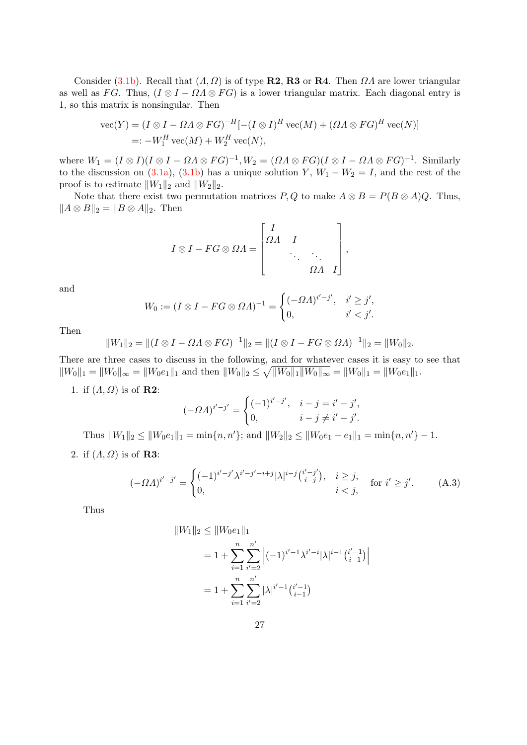Consider (3.1b). Recall that $(\varLambda, \varOmega)$ is of type **R2**, **R3** or **R4**. Then $\varOmega\varLambda$ are lower triangular as well as $FG$. Thus, $(I \otimes I - \varOmega\varLambda \otimes FG)$ is a lower triangular matrix. Each diagonal entry is 1, so this matrix is nonsingular. Then

$$
\begin{aligned}
\operatorname{vec}(Y) &= (I \otimes I - \varOmega\varLambda \otimes FG)^{-H}[-(I \otimes I)^H \operatorname{vec}(M) + (\varOmega\varLambda \otimes FG)^H \operatorname{vec}(N)] \\
&=: -W_1^H \operatorname{vec}(M) + W_2^H \operatorname{vec}(N),
\end{aligned}
$$

where $W_1 = (I \otimes I)(I \otimes I - \varOmega\varLambda \otimes FG)^{-1}, W_2 = (\varOmega\varLambda \otimes FG)(I \otimes I - \varOmega\varLambda \otimes FG)^{-1}$. Similarly to the discussion on (3.1a), (3.1b) has a unique solution $Y$, $W_1 - W_2 = I$, and the rest of the proof is to estimate $\|W_1\|_2$ and $\|W_2\|_2$.

Note that there exist two permutation matrices $P, Q$ to make $A \otimes B = P(B \otimes A)Q$. Thus, $\|A \otimes B\|_2 = \|B \otimes A\|_2$. Then

$$
I \otimes I - FG \otimes \varOmega\varLambda = \begin{bmatrix} I & & & \\ \varOmega\varLambda & I & & \\ & \ddots & \ddots & \\ & & \varOmega\varLambda & I \end{bmatrix},
$$

and

$$
W_0 := (I \otimes I - FG \otimes \varOmega\varLambda)^{-1} = \begin{cases} (-\varOmega\varLambda)^{i'-j'}, & i' \geq j', \\ 0, & i' < j'. \end{cases}
$$

Then

$$
\|W_1\|_2 = \|(I \otimes I - \varOmega\varLambda \otimes FG)^{-1}\|_2 = \|(I \otimes I - FG \otimes \varOmega\varLambda)^{-1}\|_2 = \|W_0\|_2.
$$

There are three cases to discuss in the following, and for whatever cases it is easy to see that $\|W_0\|_1 = \|W_0\|_\infty = \|W_0 e_1\|_1$ and then $\|W_0\|_2 \leq \sqrt{\|W_0\|_1 \|W_0\|_\infty} = \|W_0\|_1 = \|W_0 e_1\|_1$.

1. if $(\varLambda, \varOmega)$ is of **R2**:

   $$
   (-\varOmega\varLambda)^{i'-j'} = \begin{cases} (-1)^{i'-j'}, & i - j = i' - j', \\ 0, & i - j \neq i' - j'. \end{cases}
   $$

   Thus $\|W_1\|_2 \leq \|W_0 e_1\|_1 = \min\{n, n'\}$; and $\|W_2\|_2 \leq \|W_0 e_1 - e_1\|_1 = \min\{n, n'\} - 1$.

2. if $(\varLambda, \varOmega)$ is of **R3**:

   $$
   (-\varOmega\varLambda)^{i'-j'} = \begin{cases} (-1)^{i'-j'} \lambda^{i'-j'-i+j} |\lambda|^{i-j} \binom{i'-j'}{i-j}, & i \geq j, \\ 0, & i < j, \end{cases} \quad \text{for } i' \geq j'. \tag{A.3}
   $$

   Thus

   $$
   \begin{aligned}
   \|W_1\|_2 &\leq \|W_0 e_1\|_1 \\
   &= 1 + \sum_{i=1}^{n} \sum_{i'=2}^{n'} \left| (-1)^{i'-1} \lambda^{i'-i} |\lambda|^{i-1} \binom{i'-1}{i-1} \right| \\
   &= 1 + \sum_{i=1}^{n} \sum_{i'=2}^{n'} |\lambda|^{i'-1} \binom{i'-1}{i-1}
   \end{aligned}
   $$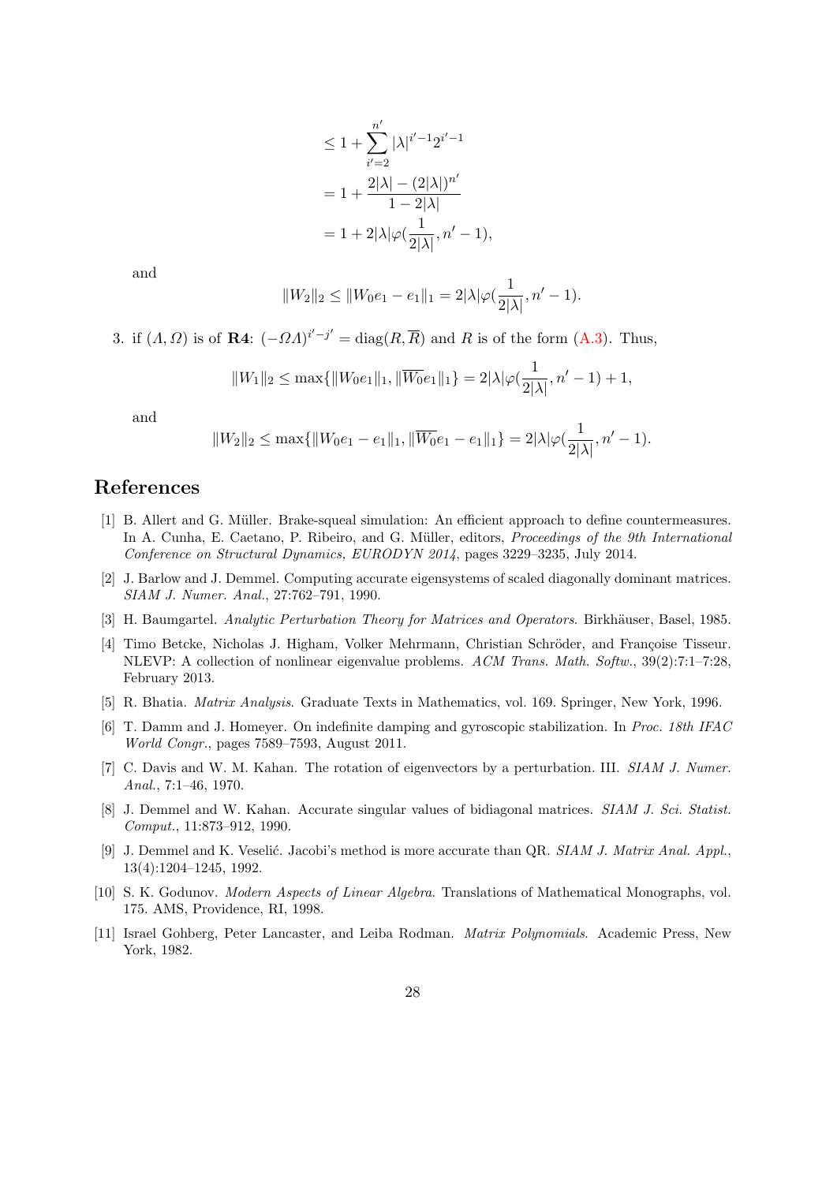$$
\begin{aligned}
&\leq 1 + \sum_{i'=2}^{n'} |\lambda|^{i'-1} 2^{i'-1} \\
&= 1 + \frac{2|\lambda| - (2|\lambda|)^{n'}}{1 - 2|\lambda|} \\
&= 1 + 2|\lambda| \varphi(\frac{1}{2|\lambda|}, n' - 1),
\end{aligned}
$$

and

$$
\|W_2\|_2 \leq \|W_0 e_1 - e_1\|_1 = 2|\lambda| \varphi(\frac{1}{2|\lambda|}, n' - 1).
$$

3. if $(\varLambda, \varOmega)$ is of **R4**: $(-\varOmega\varLambda)^{i'-j'} = \operatorname{diag}(R, \overline{R})$ and $R$ is of the form (A.3). Thus,

$$
\|W_1\|_2 \leq \max\{\|W_0 e_1\|_1, \|\overline{W_0} e_1\|_1\} = 2|\lambda| \varphi(\frac{1}{2|\lambda|}, n' - 1) + 1,
$$

and

$$
\|W_2\|_2 \leq \max\{\|W_0 e_1 - e_1\|_1, \|\overline{W_0} e_1 - e_1\|_1\} = 2|\lambda| \varphi(\frac{1}{2|\lambda|}, n' - 1).
$$

# References

[1] B. Allert and G. Müller. Brake-squeal simulation: An efficient approach to define countermeasures. In A. Cunha, E. Caetano, P. Ribeiro, and G. Müller, editors, *Proceedings of the 9th International Conference on Structural Dynamics, EURODYN 2014*, pages 3229–3235, July 2014.

[2] J. Barlow and J. Demmel. Computing accurate eigensystems of scaled diagonally dominant matrices. *SIAM J. Numer. Anal.*, 27:762–791, 1990.

[3] H. Baumgartel. *Analytic Perturbation Theory for Matrices and Operators*. Birkhäuser, Basel, 1985.

[4] Timo Betcke, Nicholas J. Higham, Volker Mehrmann, Christian Schröder, and Françoise Tisseur. NLEVP: A collection of nonlinear eigenvalue problems. *ACM Trans. Math. Softw.*, 39(2):7:1–7:28, February 2013.

[5] R. Bhatia. *Matrix Analysis*. Graduate Texts in Mathematics, vol. 169. Springer, New York, 1996.

[6] T. Damm and J. Homeyer. On indefinite damping and gyroscopic stabilization. In *Proc. 18th IFAC World Congr.*, pages 7589–7593, August 2011.

[7] C. Davis and W. M. Kahan. The rotation of eigenvectors by a perturbation. III. *SIAM J. Numer. Anal.*, 7:1–46, 1970.

[8] J. Demmel and W. Kahan. Accurate singular values of bidiagonal matrices. *SIAM J. Sci. Statist. Comput.*, 11:873–912, 1990.

[9] J. Demmel and K. Veselić. Jacobi's method is more accurate than QR. *SIAM J. Matrix Anal. Appl.*, 13(4):1204–1245, 1992.

[10] S. K. Godunov. *Modern Aspects of Linear Algebra*. Translations of Mathematical Monographs, vol. 175. AMS, Providence, RI, 1998.

[11] Israel Gohberg, Peter Lancaster, and Leiba Rodman. *Matrix Polynomials*. Academic Press, New York, 1982.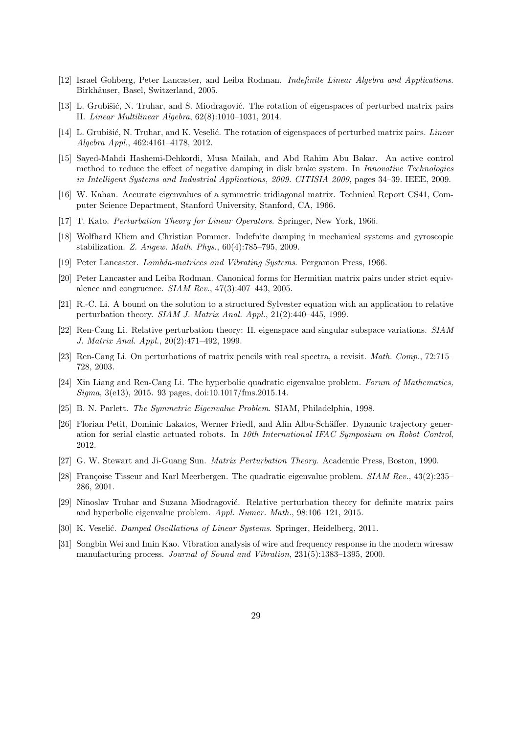[12] Israel Gohberg, Peter Lancaster, and Leiba Rodman. *Indefinite Linear Algebra and Applications*. Birkhäuser, Basel, Switzerland, 2005.

[13] L. Grubišić, N. Truhar, and S. Miodragović. The rotation of eigenspaces of perturbed matrix pairs II. *Linear Multilinear Algebra*, 62(8):1010–1031, 2014.

[14] L. Grubišić, N. Truhar, and K. Veselić. The rotation of eigenspaces of perturbed matrix pairs. *Linear Algebra Appl.*, 462:4161–4178, 2012.

[15] Sayed-Mahdi Hashemi-Dehkordi, Musa Mailah, and Abd Rahim Abu Bakar. An active control method to reduce the effect of negative damping in disk brake system. In *Innovative Technologies in Intelligent Systems and Industrial Applications, 2009. CITISIA 2009*, pages 34–39. IEEE, 2009.

[16] W. Kahan. Accurate eigenvalues of a symmetric tridiagonal matrix. Technical Report CS41, Computer Science Department, Stanford University, Stanford, CA, 1966.

[17] T. Kato. *Perturbation Theory for Linear Operators*. Springer, New York, 1966.

[18] Wolfhard Kliem and Christian Pommer. Indefnite damping in mechanical systems and gyroscopic stabilization. *Z. Angew. Math. Phys.*, 60(4):785–795, 2009.

[19] Peter Lancaster. *Lambda-matrices and Vibrating Systems*. Pergamon Press, 1966.

[20] Peter Lancaster and Leiba Rodman. Canonical forms for Hermitian matrix pairs under strict equivalence and congruence. *SIAM Rev.*, 47(3):407–443, 2005.

[21] R.-C. Li. A bound on the solution to a structured Sylvester equation with an application to relative perturbation theory. *SIAM J. Matrix Anal. Appl.*, 21(2):440–445, 1999.

[22] Ren-Cang Li. Relative perturbation theory: II. eigenspace and singular subspace variations. *SIAM J. Matrix Anal. Appl.*, 20(2):471–492, 1999.

[23] Ren-Cang Li. On perturbations of matrix pencils with real spectra, a revisit. *Math. Comp.*, 72:715–728, 2003.

[24] Xin Liang and Ren-Cang Li. The hyperbolic quadratic eigenvalue problem. *Forum of Mathematics, Sigma*, 3(e13), 2015. 93 pages, doi:10.1017/fms.2015.14.

[25] B. N. Parlett. *The Symmetric Eigenvalue Problem*. SIAM, Philadelphia, 1998.

[26] Florian Petit, Dominic Lakatos, Werner Friedl, and Alin Albu-Schäffer. Dynamic trajectory generation for serial elastic actuated robots. In *10th International IFAC Symposium on Robot Control*, 2012.

[27] G. W. Stewart and Ji-Guang Sun. *Matrix Perturbation Theory*. Academic Press, Boston, 1990.

[28] Françoise Tisseur and Karl Meerbergen. The quadratic eigenvalue problem. *SIAM Rev.*, 43(2):235–286, 2001.

[29] Ninoslav Truhar and Suzana Miodragović. Relative perturbation theory for definite matrix pairs and hyperbolic eigenvalue problem. *Appl. Numer. Math.*, 98:106–121, 2015.

[30] K. Veselić. *Damped Oscillations of Linear Systems*. Springer, Heidelberg, 2011.

[31] Songbin Wei and Imin Kao. Vibration analysis of wire and frequency response in the modern wiresaw manufacturing process. *Journal of Sound and Vibration*, 231(5):1383–1395, 2000.